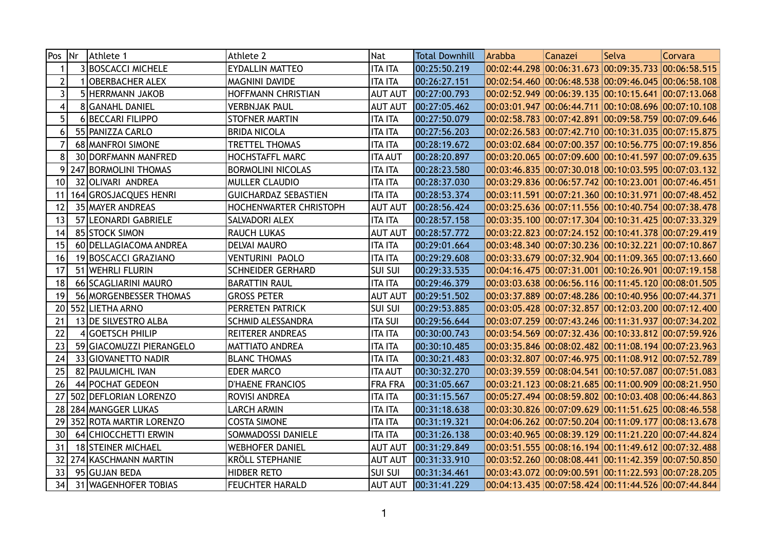| Pos | Nr | Athlete 1 | Athlete 2 | Nat | Total Downhill | Arabba | Canazei | Selva | Corvara |
|---|---|---|---|---|---|---|---|---|---|
| 1 | 3 | BOSCACCI MICHELE | EYDALLIN MATTEO | ITA ITA | 00:25:50.219 | 00:02:44.298 | 00:06:31.673 | 00:09:35.733 | 00:06:58.515 |
| 2 | 1 | OBERBACHER ALEX | MAGNINI DAVIDE | ITA ITA | 00:26:27.151 | 00:02:54.460 | 00:06:48.538 | 00:09:46.045 | 00:06:58.108 |
| 3 | 5 | HERRMANN JAKOB | HOFFMANN CHRISTIAN | AUT AUT | 00:27:00.793 | 00:02:52.949 | 00:06:39.135 | 00:10:15.641 | 00:07:13.068 |
| 4 | 8 | GANAHL DANIEL | VERBNJAK PAUL | AUT AUT | 00:27:05.462 | 00:03:01.947 | 00:06:44.711 | 00:10:08.696 | 00:07:10.108 |
| 5 | 6 | BECCARI FILIPPO | STOFNER MARTIN | ITA ITA | 00:27:50.079 | 00:02:58.783 | 00:07:42.891 | 00:09:58.759 | 00:07:09.646 |
| 6 | 55 | PANIZZA CARLO | BRIDA NICOLA | ITA ITA | 00:27:56.203 | 00:02:26.583 | 00:07:42.710 | 00:10:31.035 | 00:07:15.875 |
| 7 | 68 | MANFROI SIMONE | TRETTEL THOMAS | ITA ITA | 00:28:19.672 | 00:03:02.684 | 00:07:00.357 | 00:10:56.775 | 00:07:19.856 |
| 8 | 30 | DORFMANN MANFRED | HOCHSTAFFL MARC | ITA AUT | 00:28:20.897 | 00:03:20.065 | 00:07:09.600 | 00:10:41.597 | 00:07:09.635 |
| 9 | 247 | BORMOLINI THOMAS | BORMOLINI NICOLAS | ITA ITA | 00:28:23.580 | 00:03:46.835 | 00:07:30.018 | 00:10:03.595 | 00:07:03.132 |
| 10 | 32 | OLIVARI ANDREA | MULLER CLAUDIO | ITA ITA | 00:28:37.030 | 00:03:29.836 | 00:06:57.742 | 00:10:23.001 | 00:07:46.451 |
| 11 | 164 | GROSJACQUES HENRI | GUICHARDAZ SEBASTIEN | ITA ITA | 00:28:53.374 | 00:03:11.591 | 00:07:21.360 | 00:10:31.971 | 00:07:48.452 |
| 12 | 35 | MAYER ANDREAS | HOCHENWARTER CHRISTOPH | AUT AUT | 00:28:56.424 | 00:03:25.636 | 00:07:11.556 | 00:10:40.754 | 00:07:38.478 |
| 13 | 57 | LEONARDI GABRIELE | SALVADORI ALEX | ITA ITA | 00:28:57.158 | 00:03:35.100 | 00:07:17.304 | 00:10:31.425 | 00:07:33.329 |
| 14 | 85 | STOCK SIMON | RAUCH LUKAS | AUT AUT | 00:28:57.772 | 00:03:22.823 | 00:07:24.152 | 00:10:41.378 | 00:07:29.419 |
| 15 | 60 | DELLAGIACOMA ANDREA | DELVAI MAURO | ITA ITA | 00:29:01.664 | 00:03:48.340 | 00:07:30.236 | 00:10:32.221 | 00:07:10.867 |
| 16 | 19 | BOSCACCI GRAZIANO | VENTURINI PAOLO | ITA ITA | 00:29:29.608 | 00:03:33.679 | 00:07:32.904 | 00:11:09.365 | 00:07:13.660 |
| 17 | 51 | WEHRLI FLURIN | SCHNEIDER GERHARD | SUI SUI | 00:29:33.535 | 00:04:16.475 | 00:07:31.001 | 00:10:26.901 | 00:07:19.158 |
| 18 | 66 | SCAGLIARINI MAURO | BARATTIN RAUL | ITA ITA | 00:29:46.379 | 00:03:03.638 | 00:06:56.116 | 00:11:45.120 | 00:08:01.505 |
| 19 | 56 | MORGENBESSER THOMAS | GROSS PETER | AUT AUT | 00:29:51.502 | 00:03:37.889 | 00:07:48.286 | 00:10:40.956 | 00:07:44.371 |
| 20 | 552 | LIETHA ARNO | PERRETEN PATRICK | SUI SUI | 00:29:53.885 | 00:03:05.428 | 00:07:32.857 | 00:12:03.200 | 00:07:12.400 |
| 21 | 13 | DE SILVESTRO ALBA | SCHMID ALESSANDRA | ITA SUI | 00:29:56.644 | 00:03:07.259 | 00:07:43.246 | 00:11:31.937 | 00:07:34.202 |
| 22 | 4 | GOETSCH PHILIP | REITERER ANDREAS | ITA ITA | 00:30:00.743 | 00:03:54.569 | 00:07:32.436 | 00:10:33.812 | 00:07:59.926 |
| 23 | 59 | GIACOMUZZI PIERANGELO | MATTIATO ANDREA | ITA ITA | 00:30:10.485 | 00:03:35.846 | 00:08:02.482 | 00:11:08.194 | 00:07:23.963 |
| 24 | 33 | GIOVANETTO NADIR | BLANC THOMAS | ITA ITA | 00:30:21.483 | 00:03:32.807 | 00:07:46.975 | 00:11:08.912 | 00:07:52.789 |
| 25 | 82 | PAULMICHL IVAN | EDER MARCO | ITA AUT | 00:30:32.270 | 00:03:39.559 | 00:08:04.541 | 00:10:57.087 | 00:07:51.083 |
| 26 | 44 | POCHAT GEDEON | D'HAENE FRANCIOS | FRA FRA | 00:31:05.667 | 00:03:21.123 | 00:08:21.685 | 00:11:00.909 | 00:08:21.950 |
| 27 | 502 | DEFLORIAN LORENZO | ROVISI ANDREA | ITA ITA | 00:31:15.567 | 00:05:27.494 | 00:08:59.802 | 00:10:03.408 | 00:06:44.863 |
| 28 | 284 | MANGGER LUKAS | LARCH ARMIN | ITA ITA | 00:31:18.638 | 00:03:30.826 | 00:07:09.629 | 00:11:51.625 | 00:08:46.558 |
| 29 | 352 | ROTA MARTIR LORENZO | COSTA SIMONE | ITA ITA | 00:31:19.321 | 00:04:06.262 | 00:07:50.204 | 00:11:09.177 | 00:08:13.678 |
| 30 | 64 | CHIOCCHETTI ERWIN | SOMMADOSSI DANIELE | ITA ITA | 00:31:26.138 | 00:03:40.965 | 00:08:39.129 | 00:11:21.220 | 00:07:44.824 |
| 31 | 18 | STEINER MICHAEL | WEBHOFER DANIEL | AUT AUT | 00:31:29.849 | 00:03:51.555 | 00:08:16.194 | 00:11:49.612 | 00:07:32.488 |
| 32 | 274 | KASCHMANN MARTIN | KRÖLL STEPHANIE | AUT AUT | 00:31:33.910 | 00:03:52.260 | 00:08:08.441 | 00:11:42.359 | 00:07:50.850 |
| 33 | 95 | GUJAN BEDA | HIDBER RETO | SUI SUI | 00:31:34.461 | 00:03:43.072 | 00:09:00.591 | 00:11:22.593 | 00:07:28.205 |
| 34 | 31 | WAGENHOFER TOBIAS | FEUCHTER HARALD | AUT AUT | 00:31:41.229 | 00:04:13.435 | 00:07:58.424 | 00:11:44.526 | 00:07:44.844 |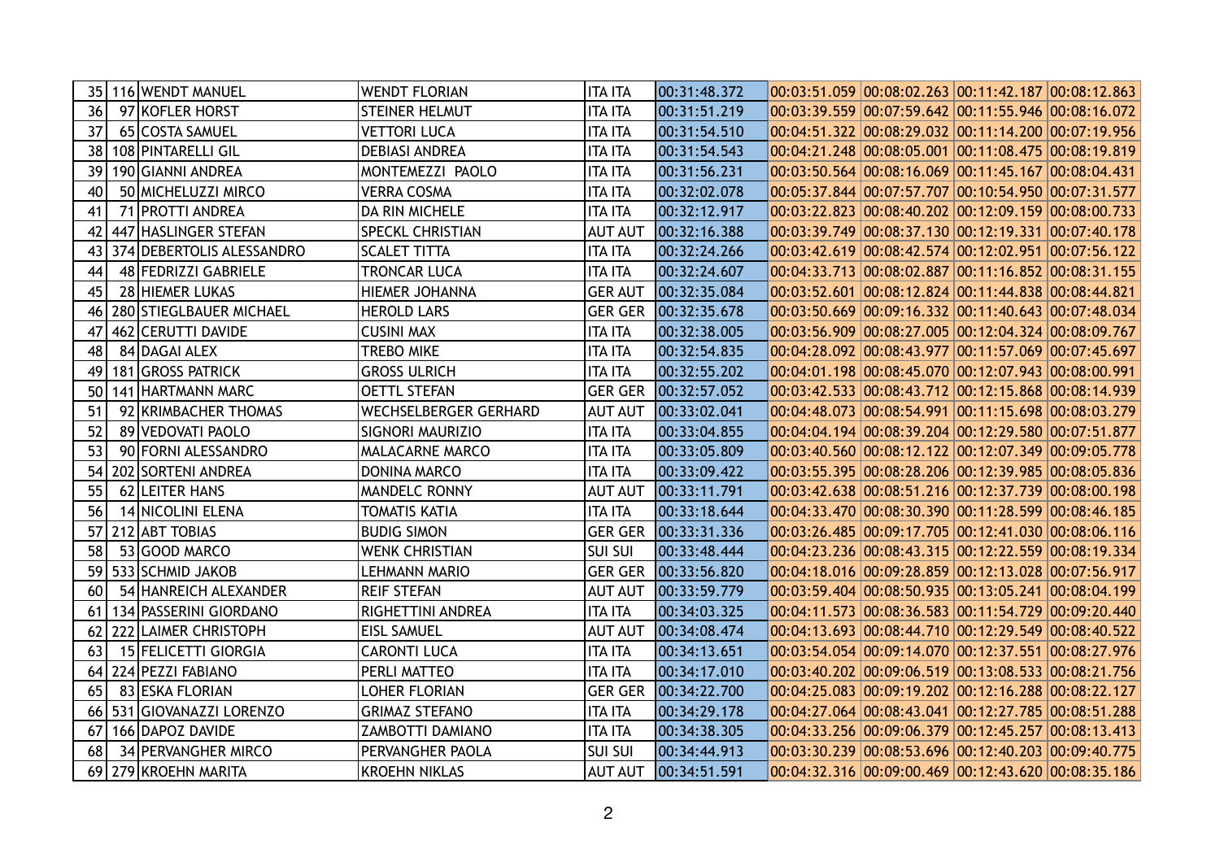| | | | | | | | | | |
|---|---|---|---|---|---|---|---|---|---|
| 35 | 116 | WENDT MANUEL | WENDT FLORIAN | ITA ITA | 00:31:48.372 | 00:03:51.059 | 00:08:02.263 | 00:11:42.187 | 00:08:12.863 |
| 36 | 97 | KOFLER HORST | STEINER HELMUT | ITA ITA | 00:31:51.219 | 00:03:39.559 | 00:07:59.642 | 00:11:55.946 | 00:08:16.072 |
| 37 | 65 | COSTA SAMUEL | VETTORI LUCA | ITA ITA | 00:31:54.510 | 00:04:51.322 | 00:08:29.032 | 00:11:14.200 | 00:07:19.956 |
| 38 | 108 | PINTARELLI GIL | DEBIASI ANDREA | ITA ITA | 00:31:54.543 | 00:04:21.248 | 00:08:05.001 | 00:11:08.475 | 00:08:19.819 |
| 39 | 190 | GIANNI ANDREA | MONTEMEZZI PAOLO | ITA ITA | 00:31:56.231 | 00:03:50.564 | 00:08:16.069 | 00:11:45.167 | 00:08:04.431 |
| 40 | 50 | MICHELUZZI MIRCO | VERRA COSMA | ITA ITA | 00:32:02.078 | 00:05:37.844 | 00:07:57.707 | 00:10:54.950 | 00:07:31.577 |
| 41 | 71 | PROTTI ANDREA | DA RIN MICHELE | ITA ITA | 00:32:12.917 | 00:03:22.823 | 00:08:40.202 | 00:12:09.159 | 00:08:00.733 |
| 42 | 447 | HASLINGER STEFAN | SPECKL CHRISTIAN | AUT AUT | 00:32:16.388 | 00:03:39.749 | 00:08:37.130 | 00:12:19.331 | 00:07:40.178 |
| 43 | 374 | DEBERTOLIS ALESSANDRO | SCALET TITTA | ITA ITA | 00:32:24.266 | 00:03:42.619 | 00:08:42.574 | 00:12:02.951 | 00:07:56.122 |
| 44 | 48 | FEDRIZZI GABRIELE | TRONCAR LUCA | ITA ITA | 00:32:24.607 | 00:04:33.713 | 00:08:02.887 | 00:11:16.852 | 00:08:31.155 |
| 45 | 28 | HIEMER LUKAS | HIEMER JOHANNA | GER AUT | 00:32:35.084 | 00:03:52.601 | 00:08:12.824 | 00:11:44.838 | 00:08:44.821 |
| 46 | 280 | STIEGLBAUER MICHAEL | HEROLD LARS | GER GER | 00:32:35.678 | 00:03:50.669 | 00:09:16.332 | 00:11:40.643 | 00:07:48.034 |
| 47 | 462 | CERUTTI DAVIDE | CUSINI MAX | ITA ITA | 00:32:38.005 | 00:03:56.909 | 00:08:27.005 | 00:12:04.324 | 00:08:09.767 |
| 48 | 84 | DAGAI ALEX | TREBO MIKE | ITA ITA | 00:32:54.835 | 00:04:28.092 | 00:08:43.977 | 00:11:57.069 | 00:07:45.697 |
| 49 | 181 | GROSS PATRICK | GROSS ULRICH | ITA ITA | 00:32:55.202 | 00:04:01.198 | 00:08:45.070 | 00:12:07.943 | 00:08:00.991 |
| 50 | 141 | HARTMANN MARC | OETTL STEFAN | GER GER | 00:32:57.052 | 00:03:42.533 | 00:08:43.712 | 00:12:15.868 | 00:08:14.939 |
| 51 | 92 | KRIMBACHER THOMAS | WECHSELBERGER GERHARD | AUT AUT | 00:33:02.041 | 00:04:48.073 | 00:08:54.991 | 00:11:15.698 | 00:08:03.279 |
| 52 | 89 | VEDOVATI PAOLO | SIGNORI MAURIZIO | ITA ITA | 00:33:04.855 | 00:04:04.194 | 00:08:39.204 | 00:12:29.580 | 00:07:51.877 |
| 53 | 90 | FORNI ALESSANDRO | MALACARNE MARCO | ITA ITA | 00:33:05.809 | 00:03:40.560 | 00:08:12.122 | 00:12:07.349 | 00:09:05.778 |
| 54 | 202 | SORTENI ANDREA | DONINA MARCO | ITA ITA | 00:33:09.422 | 00:03:55.395 | 00:08:28.206 | 00:12:39.985 | 00:08:05.836 |
| 55 | 62 | LEITER HANS | MANDELC RONNY | AUT AUT | 00:33:11.791 | 00:03:42.638 | 00:08:51.216 | 00:12:37.739 | 00:08:00.198 |
| 56 | 14 | NICOLINI ELENA | TOMATIS KATIA | ITA ITA | 00:33:18.644 | 00:04:33.470 | 00:08:30.390 | 00:11:28.599 | 00:08:46.185 |
| 57 | 212 | ABT TOBIAS | BUDIG SIMON | GER GER | 00:33:31.336 | 00:03:26.485 | 00:09:17.705 | 00:12:41.030 | 00:08:06.116 |
| 58 | 53 | GOOD MARCO | WENK CHRISTIAN | SUI SUI | 00:33:48.444 | 00:04:23.236 | 00:08:43.315 | 00:12:22.559 | 00:08:19.334 |
| 59 | 533 | SCHMID JAKOB | LEHMANN MARIO | GER GER | 00:33:56.820 | 00:04:18.016 | 00:09:28.859 | 00:12:13.028 | 00:07:56.917 |
| 60 | 54 | HANREICH ALEXANDER | REIF STEFAN | AUT AUT | 00:33:59.779 | 00:03:59.404 | 00:08:50.935 | 00:13:05.241 | 00:08:04.199 |
| 61 | 134 | PASSERINI GIORDANO | RIGHETTINI ANDREA | ITA ITA | 00:34:03.325 | 00:04:11.573 | 00:08:36.583 | 00:11:54.729 | 00:09:20.440 |
| 62 | 222 | LAIMER CHRISTOPH | EISL SAMUEL | AUT AUT | 00:34:08.474 | 00:04:13.693 | 00:08:44.710 | 00:12:29.549 | 00:08:40.522 |
| 63 | 15 | FELICETTI GIORGIA | CARONTI LUCA | ITA ITA | 00:34:13.651 | 00:03:54.054 | 00:09:14.070 | 00:12:37.551 | 00:08:27.976 |
| 64 | 224 | PEZZI FABIANO | PERLI MATTEO | ITA ITA | 00:34:17.010 | 00:03:40.202 | 00:09:06.519 | 00:13:08.533 | 00:08:21.756 |
| 65 | 83 | ESKA FLORIAN | LOHER FLORIAN | GER GER | 00:34:22.700 | 00:04:25.083 | 00:09:19.202 | 00:12:16.288 | 00:08:22.127 |
| 66 | 531 | GIOVANAZZI LORENZO | GRIMAZ STEFANO | ITA ITA | 00:34:29.178 | 00:04:27.064 | 00:08:43.041 | 00:12:27.785 | 00:08:51.288 |
| 67 | 166 | DAPOZ DAVIDE | ZAMBOTTI DAMIANO | ITA ITA | 00:34:38.305 | 00:04:33.256 | 00:09:06.379 | 00:12:45.257 | 00:08:13.413 |
| 68 | 34 | PERVANGHER MIRCO | PERVANGHER PAOLA | SUI SUI | 00:34:44.913 | 00:03:30.239 | 00:08:53.696 | 00:12:40.203 | 00:09:40.775 |
| 69 | 279 | KROEHN MARITA | KROEHN NIKLAS | AUT AUT | 00:34:51.591 | 00:04:32.316 | 00:09:00.469 | 00:12:43.620 | 00:08:35.186 |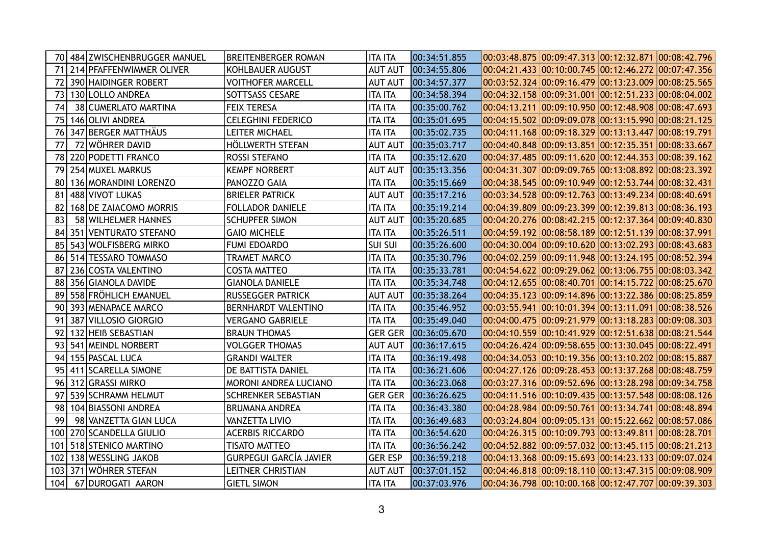| | | | | | | | | | |
|---|---|---|---|---|---|---|---|---|---|
| 70 | 484 | ZWISCHENBRUGGER MANUEL | BREITENBERGER ROMAN | ITA ITA | 00:34:51.855 | 00:03:48.875 | 00:09:47.313 | 00:12:32.871 | 00:08:42.796 |
| 71 | 214 | PFAFFENWIMMER OLIVER | KOHLBAUER AUGUST | AUT AUT | 00:34:55.806 | 00:04:21.433 | 00:10:00.745 | 00:12:46.272 | 00:07:47.356 |
| 72 | 390 | HAIDINGER ROBERT | VOITHOFER MARCELL | AUT AUT | 00:34:57.377 | 00:03:52.324 | 00:09:16.479 | 00:13:23.009 | 00:08:25.565 |
| 73 | 130 | LOLLO ANDREA | SOTTSASS CESARE | ITA ITA | 00:34:58.394 | 00:04:32.158 | 00:09:31.001 | 00:12:51.233 | 00:08:04.002 |
| 74 | 38 | CUMERLATO MARTINA | FEIX TERESA | ITA ITA | 00:35:00.762 | 00:04:13.211 | 00:09:10.950 | 00:12:48.908 | 00:08:47.693 |
| 75 | 146 | OLIVI ANDREA | CELEGHINI FEDERICO | ITA ITA | 00:35:01.695 | 00:04:15.502 | 00:09:09.078 | 00:13:15.990 | 00:08:21.125 |
| 76 | 347 | BERGER MATTHÄUS | LEITER MICHAEL | ITA ITA | 00:35:02.735 | 00:04:11.168 | 00:09:18.329 | 00:13:13.447 | 00:08:19.791 |
| 77 | 72 | WÖHRER DAVID | HÖLLWERTH STEFAN | AUT AUT | 00:35:03.717 | 00:04:40.848 | 00:09:13.851 | 00:12:35.351 | 00:08:33.667 |
| 78 | 220 | PODETTI FRANCO | ROSSI STEFANO | ITA ITA | 00:35:12.620 | 00:04:37.485 | 00:09:11.620 | 00:12:44.353 | 00:08:39.162 |
| 79 | 254 | MUXEL MARKUS | KEMPF NORBERT | AUT AUT | 00:35:13.356 | 00:04:31.307 | 00:09:09.765 | 00:13:08.892 | 00:08:23.392 |
| 80 | 136 | MORANDINI LORENZO | PANOZZO GAIA | ITA ITA | 00:35:15.669 | 00:04:38.545 | 00:09:10.949 | 00:12:53.744 | 00:08:32.431 |
| 81 | 488 | VIVOT LUKAS | BRIELER PATRICK | AUT AUT | 00:35:17.216 | 00:03:34.528 | 00:09:12.763 | 00:13:49.234 | 00:08:40.691 |
| 82 | 168 | DE ZAIACOMO MORRIS | FOLLADOR DANIELE | ITA ITA | 00:35:19.214 | 00:04:39.809 | 00:09:23.399 | 00:12:39.813 | 00:08:36.193 |
| 83 | 58 | WILHELMER HANNES | SCHUPFER SIMON | AUT AUT | 00:35:20.685 | 00:04:20.276 | 00:08:42.215 | 00:12:37.364 | 00:09:40.830 |
| 84 | 351 | VENTURATO STEFANO | GAIO MICHELE | ITA ITA | 00:35:26.511 | 00:04:59.192 | 00:08:58.189 | 00:12:51.139 | 00:08:37.991 |
| 85 | 543 | WOLFISBERG MIRKO | FUMI EDOARDO | SUI SUI | 00:35:26.600 | 00:04:30.004 | 00:09:10.620 | 00:13:02.293 | 00:08:43.683 |
| 86 | 514 | TESSARO TOMMASO | TRAMET MARCO | ITA ITA | 00:35:30.796 | 00:04:02.259 | 00:09:11.948 | 00:13:24.195 | 00:08:52.394 |
| 87 | 236 | COSTA VALENTINO | COSTA MATTEO | ITA ITA | 00:35:33.781 | 00:04:54.622 | 00:09:29.062 | 00:13:06.755 | 00:08:03.342 |
| 88 | 356 | GIANOLA DAVIDE | GIANOLA DANIELE | ITA ITA | 00:35:34.748 | 00:04:12.655 | 00:08:40.701 | 00:14:15.722 | 00:08:25.670 |
| 89 | 558 | FRÖHLICH EMANUEL | RUSSEGGER PATRICK | AUT AUT | 00:35:38.264 | 00:04:35.123 | 00:09:14.896 | 00:13:22.386 | 00:08:25.859 |
| 90 | 393 | MENAPACE MARCO | BERNHARDT VALENTINO | ITA ITA | 00:35:46.952 | 00:03:55.941 | 00:10:01.394 | 00:13:11.091 | 00:08:38.526 |
| 91 | 387 | VILLOSIO GIORGIO | VERGANO GABRIELE | ITA ITA | 00:35:49.040 | 00:04:00.475 | 00:09:21.979 | 00:13:18.283 | 00:09:08.303 |
| 92 | 132 | HEIß SEBASTIAN | BRAUN THOMAS | GER GER | 00:36:05.670 | 00:04:10.559 | 00:10:41.929 | 00:12:51.638 | 00:08:21.544 |
| 93 | 541 | MEINDL NORBERT | VOLGGER THOMAS | AUT AUT | 00:36:17.615 | 00:04:26.424 | 00:09:58.655 | 00:13:30.045 | 00:08:22.491 |
| 94 | 155 | PASCAL LUCA | GRANDI WALTER | ITA ITA | 00:36:19.498 | 00:04:34.053 | 00:10:19.356 | 00:13:10.202 | 00:08:15.887 |
| 95 | 411 | SCARELLA SIMONE | DE BATTISTA DANIEL | ITA ITA | 00:36:21.606 | 00:04:27.126 | 00:09:28.453 | 00:13:37.268 | 00:08:48.759 |
| 96 | 312 | GRASSI MIRKO | MORONI ANDREA LUCIANO | ITA ITA | 00:36:23.068 | 00:03:27.316 | 00:09:52.696 | 00:13:28.298 | 00:09:34.758 |
| 97 | 539 | SCHRAMM HELMUT | SCHRENKER SEBASTIAN | GER GER | 00:36:26.625 | 00:04:11.516 | 00:10:09.435 | 00:13:57.548 | 00:08:08.126 |
| 98 | 104 | BIASSONI ANDREA | BRUMANA ANDREA | ITA ITA | 00:36:43.380 | 00:04:28.984 | 00:09:50.761 | 00:13:34.741 | 00:08:48.894 |
| 99 | 98 | VANZETTA GIAN LUCA | VANZETTA LIVIO | ITA ITA | 00:36:49.683 | 00:03:24.804 | 00:09:05.131 | 00:15:22.662 | 00:08:57.086 |
| 100 | 270 | SCANDELLA GIULIO | ACERBIS RICCARDO | ITA ITA | 00:36:54.620 | 00:04:26.315 | 00:10:09.793 | 00:13:49.811 | 00:08:28.701 |
| 101 | 518 | STENICO MARTINO | TISATO MATTEO | ITA ITA | 00:36:56.242 | 00:04:52.882 | 00:09:57.032 | 00:13:45.115 | 00:08:21.213 |
| 102 | 138 | WESSLING JAKOB | GURPEGUI GARCÍA JAVIER | GER ESP | 00:36:59.218 | 00:04:13.368 | 00:09:15.693 | 00:14:23.133 | 00:09:07.024 |
| 103 | 371 | WÖHRER STEFAN | LEITNER CHRISTIAN | AUT AUT | 00:37:01.152 | 00:04:46.818 | 00:09:18.110 | 00:13:47.315 | 00:09:08.909 |
| 104 | 67 | DUROGATI AARON | GIETL SIMON | ITA ITA | 00:37:03.976 | 00:04:36.798 | 00:10:00.168 | 00:12:47.707 | 00:09:39.303 |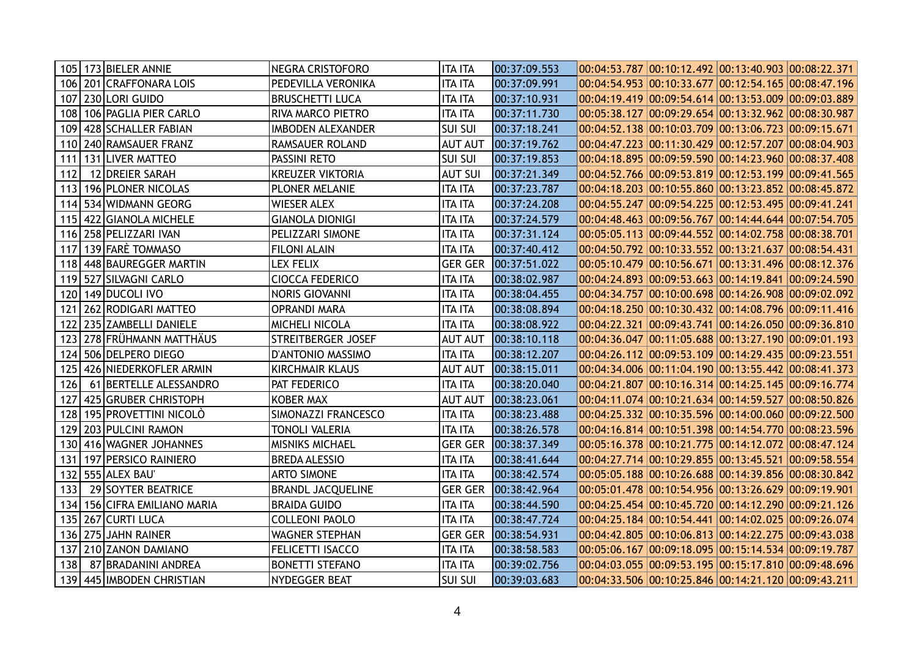| | | | | | | | | | |
|---|---|---|---|---|---|---|---|---|---|
| 105 | 173 | BIELER ANNIE | NEGRA CRISTOFORO | ITA ITA | 00:37:09.553 | 00:04:53.787 | 00:10:12.492 | 00:13:40.903 | 00:08:22.371 |
| 106 | 201 | CRAFFONARA LOIS | PEDEVILLA VERONIKA | ITA ITA | 00:37:09.991 | 00:04:54.953 | 00:10:33.677 | 00:12:54.165 | 00:08:47.196 |
| 107 | 230 | LORI GUIDO | BRUSCHETTI LUCA | ITA ITA | 00:37:10.931 | 00:04:19.419 | 00:09:54.614 | 00:13:53.009 | 00:09:03.889 |
| 108 | 106 | PAGLIA PIER CARLO | RIVA MARCO PIETRO | ITA ITA | 00:37:11.730 | 00:05:38.127 | 00:09:29.654 | 00:13:32.962 | 00:08:30.987 |
| 109 | 428 | SCHALLER FABIAN | IMBODEN ALEXANDER | SUI SUI | 00:37:18.241 | 00:04:52.138 | 00:10:03.709 | 00:13:06.723 | 00:09:15.671 |
| 110 | 240 | RAMSAUER FRANZ | RAMSAUER ROLAND | AUT AUT | 00:37:19.762 | 00:04:47.223 | 00:11:30.429 | 00:12:57.207 | 00:08:04.903 |
| 111 | 131 | LIVER MATTEO | PASSINI RETO | SUI SUI | 00:37:19.853 | 00:04:18.895 | 00:09:59.590 | 00:14:23.960 | 00:08:37.408 |
| 112 | 12 | DREIER SARAH | KREUZER VIKTORIA | AUT SUI | 00:37:21.349 | 00:04:52.766 | 00:09:53.819 | 00:12:53.199 | 00:09:41.565 |
| 113 | 196 | PLONER NICOLAS | PLONER MELANIE | ITA ITA | 00:37:23.787 | 00:04:18.203 | 00:10:55.860 | 00:13:23.852 | 00:08:45.872 |
| 114 | 534 | WIDMANN GEORG | WIESER ALEX | ITA ITA | 00:37:24.208 | 00:04:55.247 | 00:09:54.225 | 00:12:53.495 | 00:09:41.241 |
| 115 | 422 | GIANOLA MICHELE | GIANOLA DIONIGI | ITA ITA | 00:37:24.579 | 00:04:48.463 | 00:09:56.767 | 00:14:44.644 | 00:07:54.705 |
| 116 | 258 | PELIZZARI IVAN | PELIZZARI SIMONE | ITA ITA | 00:37:31.124 | 00:05:05.113 | 00:09:44.552 | 00:14:02.758 | 00:08:38.701 |
| 117 | 139 | FARÈ TOMMASO | FILONI ALAIN | ITA ITA | 00:37:40.412 | 00:04:50.792 | 00:10:33.552 | 00:13:21.637 | 00:08:54.431 |
| 118 | 448 | BAUREGGER MARTIN | LEX FELIX | GER GER | 00:37:51.022 | 00:05:10.479 | 00:10:56.671 | 00:13:31.496 | 00:08:12.376 |
| 119 | 527 | SILVAGNI CARLO | CIOCCA FEDERICO | ITA ITA | 00:38:02.987 | 00:04:24.893 | 00:09:53.663 | 00:14:19.841 | 00:09:24.590 |
| 120 | 149 | DUCOLI IVO | NORIS GIOVANNI | ITA ITA | 00:38:04.455 | 00:04:34.757 | 00:10:00.698 | 00:14:26.908 | 00:09:02.092 |
| 121 | 262 | RODIGARI MATTEO | OPRANDI MARA | ITA ITA | 00:38:08.894 | 00:04:18.250 | 00:10:30.432 | 00:14:08.796 | 00:09:11.416 |
| 122 | 235 | ZAMBELLI DANIELE | MICHELI NICOLA | ITA ITA | 00:38:08.922 | 00:04:22.321 | 00:09:43.741 | 00:14:26.050 | 00:09:36.810 |
| 123 | 278 | FRÜHMANN MATTHÄUS | STREITBERGER JOSEF | AUT AUT | 00:38:10.118 | 00:04:36.047 | 00:11:05.688 | 00:13:27.190 | 00:09:01.193 |
| 124 | 506 | DELPERO DIEGO | D'ANTONIO MASSIMO | ITA ITA | 00:38:12.207 | 00:04:26.112 | 00:09:53.109 | 00:14:29.435 | 00:09:23.551 |
| 125 | 426 | NIEDERKOFLER ARMIN | KIRCHMAIR KLAUS | AUT AUT | 00:38:15.011 | 00:04:34.006 | 00:11:04.190 | 00:13:55.442 | 00:08:41.373 |
| 126 | 61 | BERTELLE ALESSANDRO | PAT FEDERICO | ITA ITA | 00:38:20.040 | 00:04:21.807 | 00:10:16.314 | 00:14:25.145 | 00:09:16.774 |
| 127 | 425 | GRUBER CHRISTOPH | KOBER MAX | AUT AUT | 00:38:23.061 | 00:04:11.074 | 00:10:21.634 | 00:14:59.527 | 00:08:50.826 |
| 128 | 195 | PROVETTINI NICOLÒ | SIMONAZZI FRANCESCO | ITA ITA | 00:38:23.488 | 00:04:25.332 | 00:10:35.596 | 00:14:00.060 | 00:09:22.500 |
| 129 | 203 | PULCINI RAMON | TONOLI VALERIA | ITA ITA | 00:38:26.578 | 00:04:16.814 | 00:10:51.398 | 00:14:54.770 | 00:08:23.596 |
| 130 | 416 | WAGNER JOHANNES | MISNIKS MICHAEL | GER GER | 00:38:37.349 | 00:05:16.378 | 00:10:21.775 | 00:14:12.072 | 00:08:47.124 |
| 131 | 197 | PERSICO RAINIERO | BREDA ALESSIO | ITA ITA | 00:38:41.644 | 00:04:27.714 | 00:10:29.855 | 00:13:45.521 | 00:09:58.554 |
| 132 | 555 | ALEX BAU' | ARTO SIMONE | ITA ITA | 00:38:42.574 | 00:05:05.188 | 00:10:26.688 | 00:14:39.856 | 00:08:30.842 |
| 133 | 29 | SOYTER BEATRICE | BRANDL JACQUELINE | GER GER | 00:38:42.964 | 00:05:01.478 | 00:10:54.956 | 00:13:26.629 | 00:09:19.901 |
| 134 | 156 | CIFRA EMILIANO MARIA | BRAIDA GUIDO | ITA ITA | 00:38:44.590 | 00:04:25.454 | 00:10:45.720 | 00:14:12.290 | 00:09:21.126 |
| 135 | 267 | CURTI LUCA | COLLEONI PAOLO | ITA ITA | 00:38:47.724 | 00:04:25.184 | 00:10:54.441 | 00:14:02.025 | 00:09:26.074 |
| 136 | 275 | JAHN RAINER | WAGNER STEPHAN | GER GER | 00:38:54.931 | 00:04:42.805 | 00:10:06.813 | 00:14:22.275 | 00:09:43.038 |
| 137 | 210 | ZANON DAMIANO | FELICETTI ISACCO | ITA ITA | 00:38:58.583 | 00:05:06.167 | 00:09:18.095 | 00:15:14.534 | 00:09:19.787 |
| 138 | 87 | BRADANINI ANDREA | BONETTI STEFANO | ITA ITA | 00:39:02.756 | 00:04:03.055 | 00:09:53.195 | 00:15:17.810 | 00:09:48.696 |
| 139 | 445 | IMBODEN CHRISTIAN | NYDEGGER BEAT | SUI SUI | 00:39:03.683 | 00:04:33.506 | 00:10:25.846 | 00:14:21.120 | 00:09:43.211 |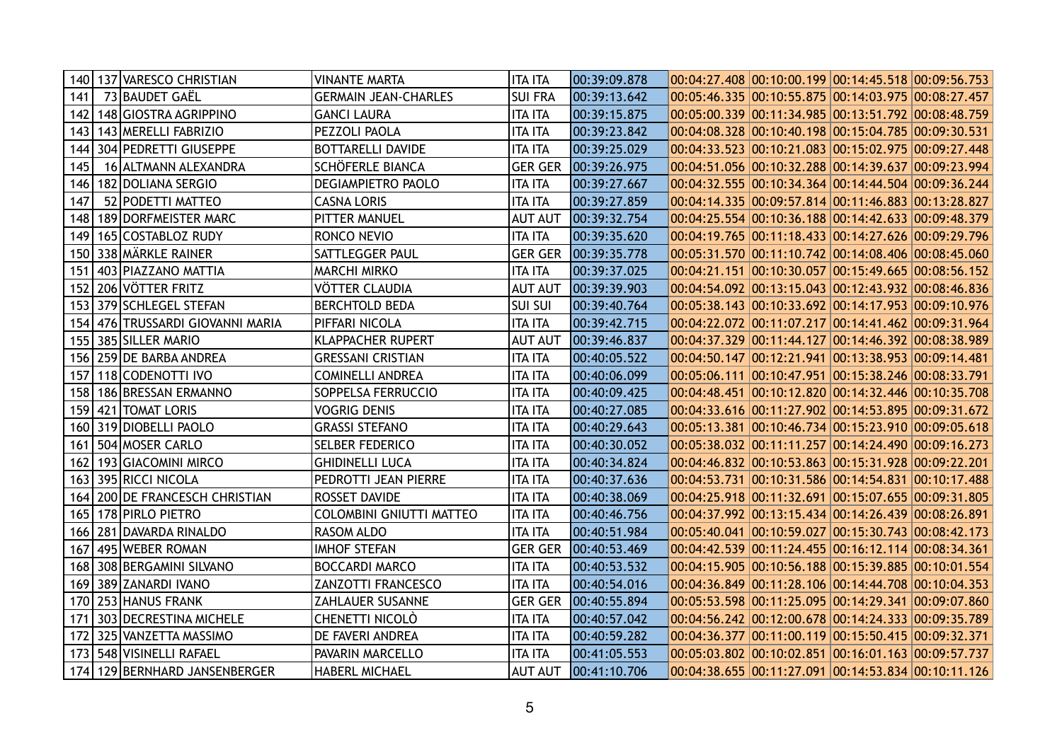| | | | | | | | | | |
|---|---|---|---|---|---|---|---|---|---|
| 140 | 137 | VARESCO CHRISTIAN | VINANTE MARTA | ITA ITA | 00:39:09.878 | 00:04:27.408 | 00:10:00.199 | 00:14:45.518 | 00:09:56.753 |
| 141 | 73 | BAUDET GAËL | GERMAIN JEAN-CHARLES | SUI FRA | 00:39:13.642 | 00:05:46.335 | 00:10:55.875 | 00:14:03.975 | 00:08:27.457 |
| 142 | 148 | GIOSTRA AGRIPPINO | GANCI LAURA | ITA ITA | 00:39:15.875 | 00:05:00.339 | 00:11:34.985 | 00:13:51.792 | 00:08:48.759 |
| 143 | 143 | MERELLI FABRIZIO | PEZZOLI PAOLA | ITA ITA | 00:39:23.842 | 00:04:08.328 | 00:10:40.198 | 00:15:04.785 | 00:09:30.531 |
| 144 | 304 | PEDRETTI GIUSEPPE | BOTTARELLI DAVIDE | ITA ITA | 00:39:25.029 | 00:04:33.523 | 00:10:21.083 | 00:15:02.975 | 00:09:27.448 |
| 145 | 16 | ALTMANN ALEXANDRA | SCHÖFERLE BIANCA | GER GER | 00:39:26.975 | 00:04:51.056 | 00:10:32.288 | 00:14:39.637 | 00:09:23.994 |
| 146 | 182 | DOLIANA SERGIO | DEGIAMPIETRO PAOLO | ITA ITA | 00:39:27.667 | 00:04:32.555 | 00:10:34.364 | 00:14:44.504 | 00:09:36.244 |
| 147 | 52 | PODETTI MATTEO | CASNA LORIS | ITA ITA | 00:39:27.859 | 00:04:14.335 | 00:09:57.814 | 00:11:46.883 | 00:13:28.827 |
| 148 | 189 | DORFMEISTER MARC | PITTER MANUEL | AUT AUT | 00:39:32.754 | 00:04:25.554 | 00:10:36.188 | 00:14:42.633 | 00:09:48.379 |
| 149 | 165 | COSTABLOZ RUDY | RONCO NEVIO | ITA ITA | 00:39:35.620 | 00:04:19.765 | 00:11:18.433 | 00:14:27.626 | 00:09:29.796 |
| 150 | 338 | MÄRKLE RAINER | SATTLEGGER PAUL | GER GER | 00:39:35.778 | 00:05:31.570 | 00:11:10.742 | 00:14:08.406 | 00:08:45.060 |
| 151 | 403 | PIAZZANO MATTIA | MARCHI MIRKO | ITA ITA | 00:39:37.025 | 00:04:21.151 | 00:10:30.057 | 00:15:49.665 | 00:08:56.152 |
| 152 | 206 | VÖTTER FRITZ | VÖTTER CLAUDIA | AUT AUT | 00:39:39.903 | 00:04:54.092 | 00:13:15.043 | 00:12:43.932 | 00:08:46.836 |
| 153 | 379 | SCHLEGEL STEFAN | BERCHTOLD BEDA | SUI SUI | 00:39:40.764 | 00:05:38.143 | 00:10:33.692 | 00:14:17.953 | 00:09:10.976 |
| 154 | 476 | TRUSSARDI GIOVANNI MARIA | PIFFARI NICOLA | ITA ITA | 00:39:42.715 | 00:04:22.072 | 00:11:07.217 | 00:14:41.462 | 00:09:31.964 |
| 155 | 385 | SILLER MARIO | KLAPPACHER RUPERT | AUT AUT | 00:39:46.837 | 00:04:37.329 | 00:11:44.127 | 00:14:46.392 | 00:08:38.989 |
| 156 | 259 | DE BARBA ANDREA | GRESSANI CRISTIAN | ITA ITA | 00:40:05.522 | 00:04:50.147 | 00:12:21.941 | 00:13:38.953 | 00:09:14.481 |
| 157 | 118 | CODENOTTI IVO | COMINELLI ANDREA | ITA ITA | 00:40:06.099 | 00:05:06.111 | 00:10:47.951 | 00:15:38.246 | 00:08:33.791 |
| 158 | 186 | BRESSAN ERMANNO | SOPPELSA FERRUCCIO | ITA ITA | 00:40:09.425 | 00:04:48.451 | 00:10:12.820 | 00:14:32.446 | 00:10:35.708 |
| 159 | 421 | TOMAT LORIS | VOGRIG DENIS | ITA ITA | 00:40:27.085 | 00:04:33.616 | 00:11:27.902 | 00:14:53.895 | 00:09:31.672 |
| 160 | 319 | DIOBELLI PAOLO | GRASSI STEFANO | ITA ITA | 00:40:29.643 | 00:05:13.381 | 00:10:46.734 | 00:15:23.910 | 00:09:05.618 |
| 161 | 504 | MOSER CARLO | SELBER FEDERICO | ITA ITA | 00:40:30.052 | 00:05:38.032 | 00:11:11.257 | 00:14:24.490 | 00:09:16.273 |
| 162 | 193 | GIACOMINI MIRCO | GHIDINELLI LUCA | ITA ITA | 00:40:34.824 | 00:04:46.832 | 00:10:53.863 | 00:15:31.928 | 00:09:22.201 |
| 163 | 395 | RICCI NICOLA | PEDROTTI JEAN PIERRE | ITA ITA | 00:40:37.636 | 00:04:53.731 | 00:10:31.586 | 00:14:54.831 | 00:10:17.488 |
| 164 | 200 | DE FRANCESCH CHRISTIAN | ROSSET DAVIDE | ITA ITA | 00:40:38.069 | 00:04:25.918 | 00:11:32.691 | 00:15:07.655 | 00:09:31.805 |
| 165 | 178 | PIRLO PIETRO | COLOMBINI GNIUTTI MATTEO | ITA ITA | 00:40:46.756 | 00:04:37.992 | 00:13:15.434 | 00:14:26.439 | 00:08:26.891 |
| 166 | 281 | DAVARDA RINALDO | RASOM ALDO | ITA ITA | 00:40:51.984 | 00:05:40.041 | 00:10:59.027 | 00:15:30.743 | 00:08:42.173 |
| 167 | 495 | WEBER ROMAN | IMHOF STEFAN | GER GER | 00:40:53.469 | 00:04:42.539 | 00:11:24.455 | 00:16:12.114 | 00:08:34.361 |
| 168 | 308 | BERGAMINI SILVANO | BOCCARDI MARCO | ITA ITA | 00:40:53.532 | 00:04:15.905 | 00:10:56.188 | 00:15:39.885 | 00:10:01.554 |
| 169 | 389 | ZANARDI IVANO | ZANZOTTI FRANCESCO | ITA ITA | 00:40:54.016 | 00:04:36.849 | 00:11:28.106 | 00:14:44.708 | 00:10:04.353 |
| 170 | 253 | HANUS FRANK | ZAHLAUER SUSANNE | GER GER | 00:40:55.894 | 00:05:53.598 | 00:11:25.095 | 00:14:29.341 | 00:09:07.860 |
| 171 | 303 | DECRESTINA MICHELE | CHENETTI NICOLÒ | ITA ITA | 00:40:57.042 | 00:04:56.242 | 00:12:00.678 | 00:14:24.333 | 00:09:35.789 |
| 172 | 325 | VANZETTA MASSIMO | DE FAVERI ANDREA | ITA ITA | 00:40:59.282 | 00:04:36.377 | 00:11:00.119 | 00:15:50.415 | 00:09:32.371 |
| 173 | 548 | VISINELLI RAFAEL | PAVARIN MARCELLO | ITA ITA | 00:41:05.553 | 00:05:03.802 | 00:10:02.851 | 00:16:01.163 | 00:09:57.737 |
| 174 | 129 | BERNHARD JANSENBERGER | HABERL MICHAEL | AUT AUT | 00:41:10.706 | 00:04:38.655 | 00:11:27.091 | 00:14:53.834 | 00:10:11.126 |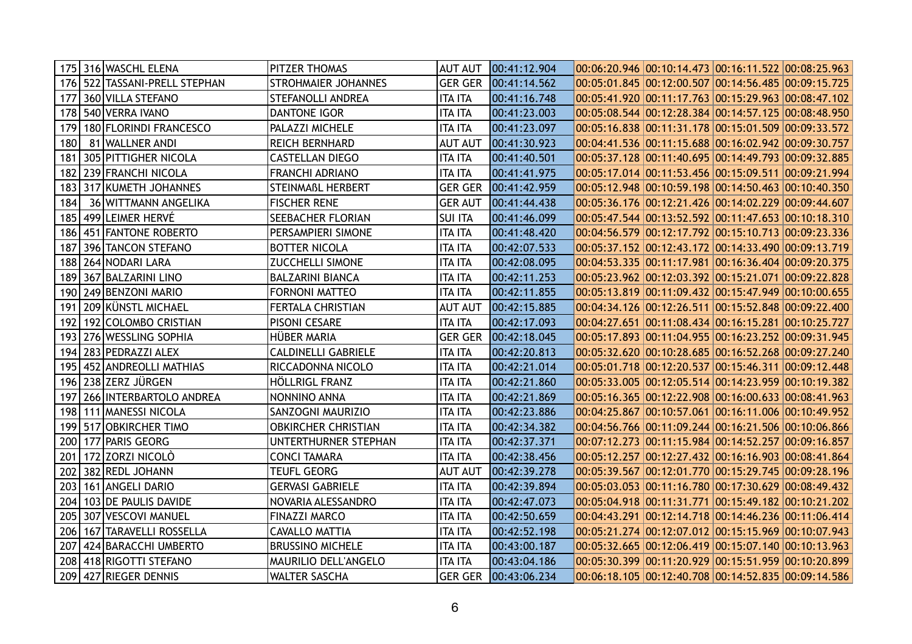| | | | | | | | | | |
|---|---|---|---|---|---|---|---|---|---|
| 175 | 316 | WASCHL ELENA | PITZER THOMAS | AUT AUT | 00:41:12.904 | 00:06:20.946 | 00:10:14.473 | 00:16:11.522 | 00:08:25.963 |
| 176 | 522 | TASSANI-PRELL STEPHAN | STROHMAIER JOHANNES | GER GER | 00:41:14.562 | 00:05:01.845 | 00:12:00.507 | 00:14:56.485 | 00:09:15.725 |
| 177 | 360 | VILLA STEFANO | STEFANOLLI ANDREA | ITA ITA | 00:41:16.748 | 00:05:41.920 | 00:11:17.763 | 00:15:29.963 | 00:08:47.102 |
| 178 | 540 | VERRA IVANO | DANTONE IGOR | ITA ITA | 00:41:23.003 | 00:05:08.544 | 00:12:28.384 | 00:14:57.125 | 00:08:48.950 |
| 179 | 180 | FLORINDI FRANCESCO | PALAZZI MICHELE | ITA ITA | 00:41:23.097 | 00:05:16.838 | 00:11:31.178 | 00:15:01.509 | 00:09:33.572 |
| 180 | 81 | WALLNER ANDI | REICH BERNHARD | AUT AUT | 00:41:30.923 | 00:04:41.536 | 00:11:15.688 | 00:16:02.942 | 00:09:30.757 |
| 181 | 305 | PITTIGHER NICOLA | CASTELLAN DIEGO | ITA ITA | 00:41:40.501 | 00:05:37.128 | 00:11:40.695 | 00:14:49.793 | 00:09:32.885 |
| 182 | 239 | FRANCHI NICOLA | FRANCHI ADRIANO | ITA ITA | 00:41:41.975 | 00:05:17.014 | 00:11:53.456 | 00:15:09.511 | 00:09:21.994 |
| 183 | 317 | KUMETH JOHANNES | STEINMAßL HERBERT | GER GER | 00:41:42.959 | 00:05:12.948 | 00:10:59.198 | 00:14:50.463 | 00:10:40.350 |
| 184 | 36 | WITTMANN ANGELIKA | FISCHER RENE | GER AUT | 00:41:44.438 | 00:05:36.176 | 00:12:21.426 | 00:14:02.229 | 00:09:44.607 |
| 185 | 499 | LEIMER HERVÉ | SEEBACHER FLORIAN | SUI ITA | 00:41:46.099 | 00:05:47.544 | 00:13:52.592 | 00:11:47.653 | 00:10:18.310 |
| 186 | 451 | FANTONE ROBERTO | PERSAMPIERI SIMONE | ITA ITA | 00:41:48.420 | 00:04:56.579 | 00:12:17.792 | 00:15:10.713 | 00:09:23.336 |
| 187 | 396 | TANCON STEFANO | BOTTER NICOLA | ITA ITA | 00:42:07.533 | 00:05:37.152 | 00:12:43.172 | 00:14:33.490 | 00:09:13.719 |
| 188 | 264 | NODARI LARA | ZUCCHELLI SIMONE | ITA ITA | 00:42:08.095 | 00:04:53.335 | 00:11:17.981 | 00:16:36.404 | 00:09:20.375 |
| 189 | 367 | BALZARINI LINO | BALZARINI BIANCA | ITA ITA | 00:42:11.253 | 00:05:23.962 | 00:12:03.392 | 00:15:21.071 | 00:09:22.828 |
| 190 | 249 | BENZONI MARIO | FORNONI MATTEO | ITA ITA | 00:42:11.855 | 00:05:13.819 | 00:11:09.432 | 00:15:47.949 | 00:10:00.655 |
| 191 | 209 | KÜNSTL MICHAEL | FERTALA CHRISTIAN | AUT AUT | 00:42:15.885 | 00:04:34.126 | 00:12:26.511 | 00:15:52.848 | 00:09:22.400 |
| 192 | 192 | COLOMBO CRISTIAN | PISONI CESARE | ITA ITA | 00:42:17.093 | 00:04:27.651 | 00:11:08.434 | 00:16:15.281 | 00:10:25.727 |
| 193 | 276 | WESSLING SOPHIA | HÜBER MARIA | GER GER | 00:42:18.045 | 00:05:17.893 | 00:11:04.955 | 00:16:23.252 | 00:09:31.945 |
| 194 | 283 | PEDRAZZI ALEX | CALDINELLI GABRIELE | ITA ITA | 00:42:20.813 | 00:05:32.620 | 00:10:28.685 | 00:16:52.268 | 00:09:27.240 |
| 195 | 452 | ANDREOLLI MATHIAS | RICCADONNA NICOLO | ITA ITA | 00:42:21.014 | 00:05:01.718 | 00:12:20.537 | 00:15:46.311 | 00:09:12.448 |
| 196 | 238 | ZERZ JÜRGEN | HÖLLRIGL FRANZ | ITA ITA | 00:42:21.860 | 00:05:33.005 | 00:12:05.514 | 00:14:23.959 | 00:10:19.382 |
| 197 | 266 | INTERBARTOLO ANDREA | NONNINO ANNA | ITA ITA | 00:42:21.869 | 00:05:16.365 | 00:12:22.908 | 00:16:00.633 | 00:08:41.963 |
| 198 | 111 | MANESSI NICOLA | SANZOGNI MAURIZIO | ITA ITA | 00:42:23.886 | 00:04:25.867 | 00:10:57.061 | 00:16:11.006 | 00:10:49.952 |
| 199 | 517 | OBKIRCHER TIMO | OBKIRCHER CHRISTIAN | ITA ITA | 00:42:34.382 | 00:04:56.766 | 00:11:09.244 | 00:16:21.506 | 00:10:06.866 |
| 200 | 177 | PARIS GEORG | UNTERTHURNER STEPHAN | ITA ITA | 00:42:37.371 | 00:07:12.273 | 00:11:15.984 | 00:14:52.257 | 00:09:16.857 |
| 201 | 172 | ZORZI NICOLÒ | CONCI TAMARA | ITA ITA | 00:42:38.456 | 00:05:12.257 | 00:12:27.432 | 00:16:16.903 | 00:08:41.864 |
| 202 | 382 | REDL JOHANN | TEUFL GEORG | AUT AUT | 00:42:39.278 | 00:05:39.567 | 00:12:01.770 | 00:15:29.745 | 00:09:28.196 |
| 203 | 161 | ANGELI DARIO | GERVASI GABRIELE | ITA ITA | 00:42:39.894 | 00:05:03.053 | 00:11:16.780 | 00:17:30.629 | 00:08:49.432 |
| 204 | 103 | DE PAULIS DAVIDE | NOVARIA ALESSANDRO | ITA ITA | 00:42:47.073 | 00:05:04.918 | 00:11:31.771 | 00:15:49.182 | 00:10:21.202 |
| 205 | 307 | VESCOVI MANUEL | FINAZZI MARCO | ITA ITA | 00:42:50.659 | 00:04:43.291 | 00:12:14.718 | 00:14:46.236 | 00:11:06.414 |
| 206 | 167 | TARAVELLI ROSSELLA | CAVALLO MATTIA | ITA ITA | 00:42:52.198 | 00:05:21.274 | 00:12:07.012 | 00:15:15.969 | 00:10:07.943 |
| 207 | 424 | BARACCHI UMBERTO | BRUSSINO MICHELE | ITA ITA | 00:43:00.187 | 00:05:32.665 | 00:12:06.419 | 00:15:07.140 | 00:10:13.963 |
| 208 | 418 | RIGOTTI STEFANO | MAURILIO DELL'ANGELO | ITA ITA | 00:43:04.186 | 00:05:30.399 | 00:11:20.929 | 00:15:51.959 | 00:10:20.899 |
| 209 | 427 | RIEGER DENNIS | WALTER SASCHA | GER GER | 00:43:06.234 | 00:06:18.105 | 00:12:40.708 | 00:14:52.835 | 00:09:14.586 |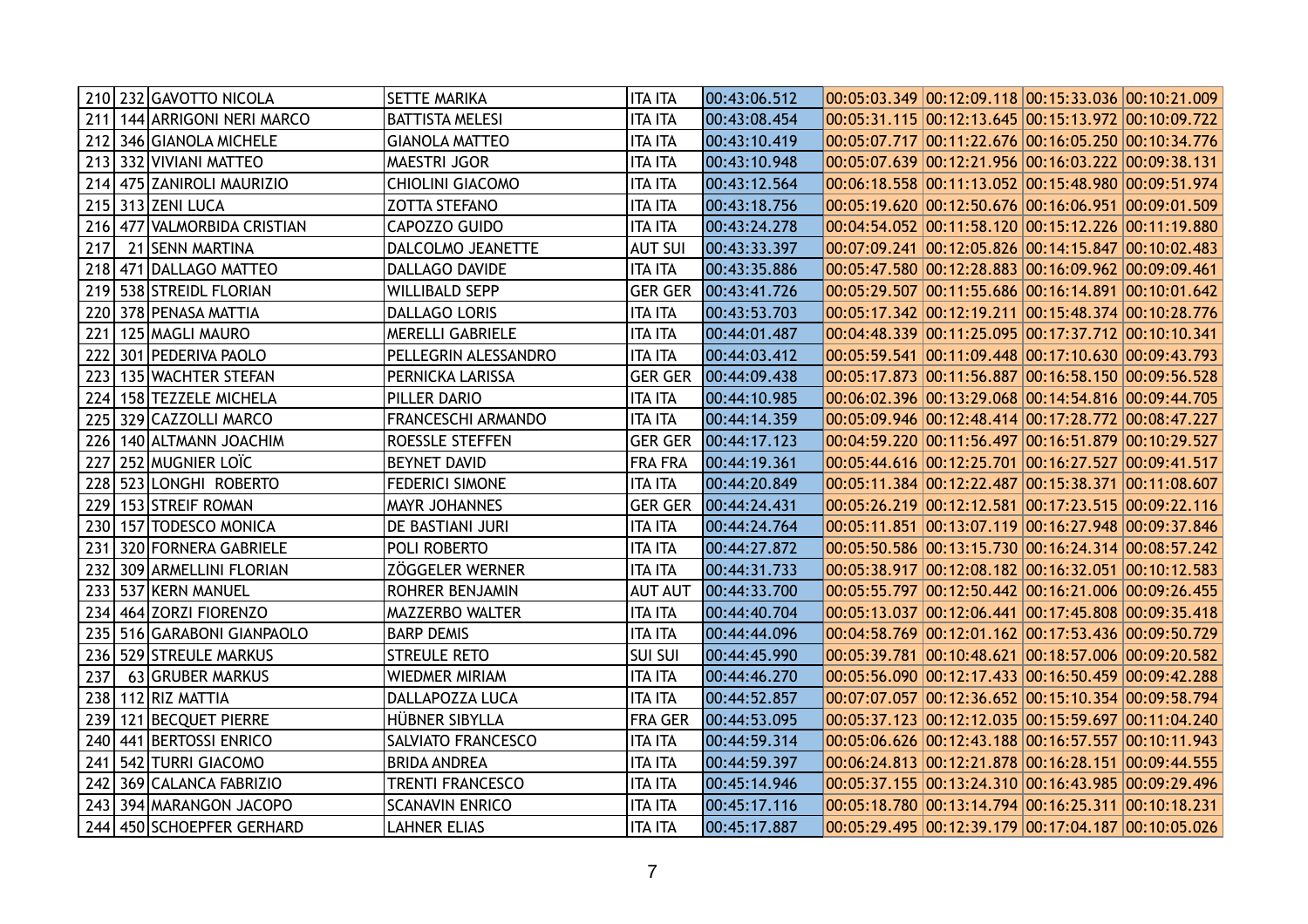| | | | | | | | | | |
|---|---|---|---|---|---|---|---|---|---|
| 210 | 232 | GAVOTTO NICOLA | SETTE MARIKA | ITA ITA | 00:43:06.512 | 00:05:03.349 | 00:12:09.118 | 00:15:33.036 | 00:10:21.009 |
| 211 | 144 | ARRIGONI NERI MARCO | BATTISTA MELESI | ITA ITA | 00:43:08.454 | 00:05:31.115 | 00:12:13.645 | 00:15:13.972 | 00:10:09.722 |
| 212 | 346 | GIANOLA MICHELE | GIANOLA MATTEO | ITA ITA | 00:43:10.419 | 00:05:07.717 | 00:11:22.676 | 00:16:05.250 | 00:10:34.776 |
| 213 | 332 | VIVIANI MATTEO | MAESTRI JGOR | ITA ITA | 00:43:10.948 | 00:05:07.639 | 00:12:21.956 | 00:16:03.222 | 00:09:38.131 |
| 214 | 475 | ZANIROLI MAURIZIO | CHIOLINI GIACOMO | ITA ITA | 00:43:12.564 | 00:06:18.558 | 00:11:13.052 | 00:15:48.980 | 00:09:51.974 |
| 215 | 313 | ZENI LUCA | ZOTTA STEFANO | ITA ITA | 00:43:18.756 | 00:05:19.620 | 00:12:50.676 | 00:16:06.951 | 00:09:01.509 |
| 216 | 477 | VALMORBIDA CRISTIAN | CAPOZZO GUIDO | ITA ITA | 00:43:24.278 | 00:04:54.052 | 00:11:58.120 | 00:15:12.226 | 00:11:19.880 |
| 217 | 21 | SENN MARTINA | DALCOLMO JEANETTE | AUT SUI | 00:43:33.397 | 00:07:09.241 | 00:12:05.826 | 00:14:15.847 | 00:10:02.483 |
| 218 | 471 | DALLAGO MATTEO | DALLAGO DAVIDE | ITA ITA | 00:43:35.886 | 00:05:47.580 | 00:12:28.883 | 00:16:09.962 | 00:09:09.461 |
| 219 | 538 | STREIDL FLORIAN | WILLIBALD SEPP | GER GER | 00:43:41.726 | 00:05:29.507 | 00:11:55.686 | 00:16:14.891 | 00:10:01.642 |
| 220 | 378 | PENASA MATTIA | DALLAGO LORIS | ITA ITA | 00:43:53.703 | 00:05:17.342 | 00:12:19.211 | 00:15:48.374 | 00:10:28.776 |
| 221 | 125 | MAGLI MAURO | MERELLI GABRIELE | ITA ITA | 00:44:01.487 | 00:04:48.339 | 00:11:25.095 | 00:17:37.712 | 00:10:10.341 |
| 222 | 301 | PEDERIVA PAOLO | PELLEGRIN ALESSANDRO | ITA ITA | 00:44:03.412 | 00:05:59.541 | 00:11:09.448 | 00:17:10.630 | 00:09:43.793 |
| 223 | 135 | WACHTER STEFAN | PERNICKA LARISSA | GER GER | 00:44:09.438 | 00:05:17.873 | 00:11:56.887 | 00:16:58.150 | 00:09:56.528 |
| 224 | 158 | TEZZELE MICHELA | PILLER DARIO | ITA ITA | 00:44:10.985 | 00:06:02.396 | 00:13:29.068 | 00:14:54.816 | 00:09:44.705 |
| 225 | 329 | CAZZOLLI MARCO | FRANCESCHI ARMANDO | ITA ITA | 00:44:14.359 | 00:05:09.946 | 00:12:48.414 | 00:17:28.772 | 00:08:47.227 |
| 226 | 140 | ALTMANN JOACHIM | ROESSLE STEFFEN | GER GER | 00:44:17.123 | 00:04:59.220 | 00:11:56.497 | 00:16:51.879 | 00:10:29.527 |
| 227 | 252 | MUGNIER LOÏC | BEYNET DAVID | FRA FRA | 00:44:19.361 | 00:05:44.616 | 00:12:25.701 | 00:16:27.527 | 00:09:41.517 |
| 228 | 523 | LONGHI ROBERTO | FEDERICI SIMONE | ITA ITA | 00:44:20.849 | 00:05:11.384 | 00:12:22.487 | 00:15:38.371 | 00:11:08.607 |
| 229 | 153 | STREIF ROMAN | MAYR JOHANNES | GER GER | 00:44:24.431 | 00:05:26.219 | 00:12:12.581 | 00:17:23.515 | 00:09:22.116 |
| 230 | 157 | TODESCO MONICA | DE BASTIANI JURI | ITA ITA | 00:44:24.764 | 00:05:11.851 | 00:13:07.119 | 00:16:27.948 | 00:09:37.846 |
| 231 | 320 | FORNERA GABRIELE | POLI ROBERTO | ITA ITA | 00:44:27.872 | 00:05:50.586 | 00:13:15.730 | 00:16:24.314 | 00:08:57.242 |
| 232 | 309 | ARMELLINI FLORIAN | ZÖGGELER WERNER | ITA ITA | 00:44:31.733 | 00:05:38.917 | 00:12:08.182 | 00:16:32.051 | 00:10:12.583 |
| 233 | 537 | KERN MANUEL | ROHRER BENJAMIN | AUT AUT | 00:44:33.700 | 00:05:55.797 | 00:12:50.442 | 00:16:21.006 | 00:09:26.455 |
| 234 | 464 | ZORZI FIORENZO | MAZZERBO WALTER | ITA ITA | 00:44:40.704 | 00:05:13.037 | 00:12:06.441 | 00:17:45.808 | 00:09:35.418 |
| 235 | 516 | GARABONI GIANPAOLO | BARP DEMIS | ITA ITA | 00:44:44.096 | 00:04:58.769 | 00:12:01.162 | 00:17:53.436 | 00:09:50.729 |
| 236 | 529 | STREULE MARKUS | STREULE RETO | SUI SUI | 00:44:45.990 | 00:05:39.781 | 00:10:48.621 | 00:18:57.006 | 00:09:20.582 |
| 237 | 63 | GRUBER MARKUS | WIEDMER MIRIAM | ITA ITA | 00:44:46.270 | 00:05:56.090 | 00:12:17.433 | 00:16:50.459 | 00:09:42.288 |
| 238 | 112 | RIZ MATTIA | DALLAPOZZA LUCA | ITA ITA | 00:44:52.857 | 00:07:07.057 | 00:12:36.652 | 00:15:10.354 | 00:09:58.794 |
| 239 | 121 | BECQUET PIERRE | HÜBNER SIBYLLA | FRA GER | 00:44:53.095 | 00:05:37.123 | 00:12:12.035 | 00:15:59.697 | 00:11:04.240 |
| 240 | 441 | BERTOSSI ENRICO | SALVIATO FRANCESCO | ITA ITA | 00:44:59.314 | 00:05:06.626 | 00:12:43.188 | 00:16:57.557 | 00:10:11.943 |
| 241 | 542 | TURRI GIACOMO | BRIDA ANDREA | ITA ITA | 00:44:59.397 | 00:06:24.813 | 00:12:21.878 | 00:16:28.151 | 00:09:44.555 |
| 242 | 369 | CALANCA FABRIZIO | TRENTI FRANCESCO | ITA ITA | 00:45:14.946 | 00:05:37.155 | 00:13:24.310 | 00:16:43.985 | 00:09:29.496 |
| 243 | 394 | MARANGON JACOPO | SCANAVIN ENRICO | ITA ITA | 00:45:17.116 | 00:05:18.780 | 00:13:14.794 | 00:16:25.311 | 00:10:18.231 |
| 244 | 450 | SCHOEPFER GERHARD | LAHNER ELIAS | ITA ITA | 00:45:17.887 | 00:05:29.495 | 00:12:39.179 | 00:17:04.187 | 00:10:05.026 |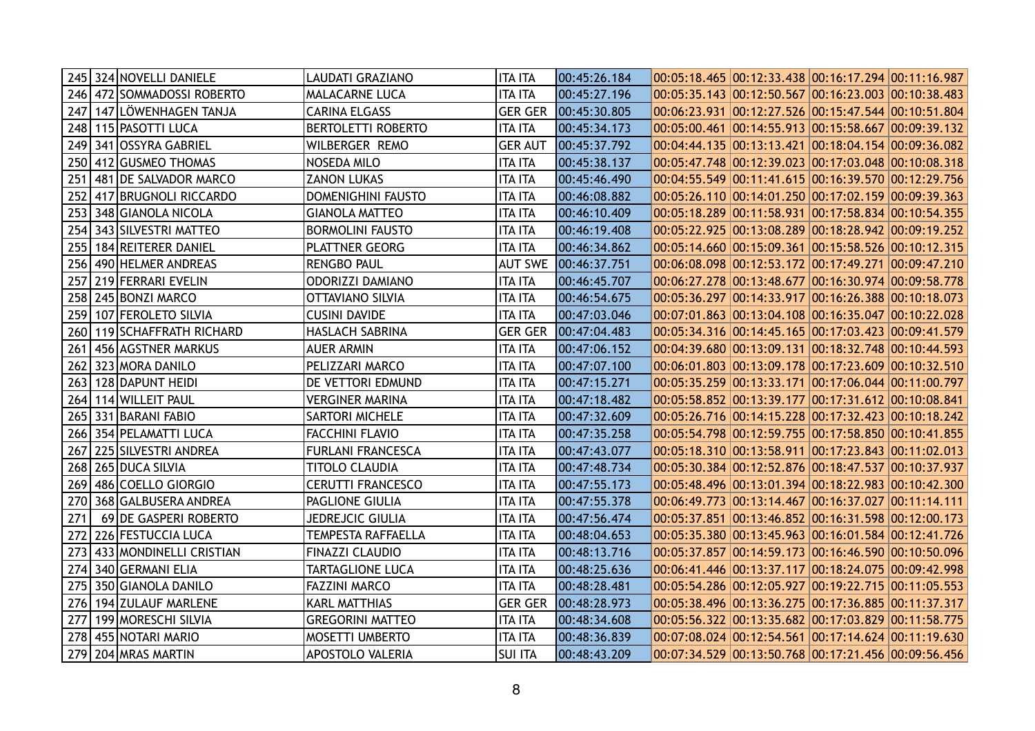| | | | | | | | | | |
|---|---|---|---|---|---|---|---|---|---|
| 245 | 324 | NOVELLI DANIELE | LAUDATI GRAZIANO | ITA ITA | 00:45:26.184 | 00:05:18.465 | 00:12:33.438 | 00:16:17.294 | 00:11:16.987 |
| 246 | 472 | SOMMADOSSI ROBERTO | MALACARNE LUCA | ITA ITA | 00:45:27.196 | 00:05:35.143 | 00:12:50.567 | 00:16:23.003 | 00:10:38.483 |
| 247 | 147 | LÖWENHAGEN TANJA | CARINA ELGASS | GER GER | 00:45:30.805 | 00:06:23.931 | 00:12:27.526 | 00:15:47.544 | 00:10:51.804 |
| 248 | 115 | PASOTTI LUCA | BERTOLETTI ROBERTO | ITA ITA | 00:45:34.173 | 00:05:00.461 | 00:14:55.913 | 00:15:58.667 | 00:09:39.132 |
| 249 | 341 | OSSYRA GABRIEL | WILBERGER REMO | GER AUT | 00:45:37.792 | 00:04:44.135 | 00:13:13.421 | 00:18:04.154 | 00:09:36.082 |
| 250 | 412 | GUSMEO THOMAS | NOSEDA MILO | ITA ITA | 00:45:38.137 | 00:05:47.748 | 00:12:39.023 | 00:17:03.048 | 00:10:08.318 |
| 251 | 481 | DE SALVADOR MARCO | ZANON LUKAS | ITA ITA | 00:45:46.490 | 00:04:55.549 | 00:11:41.615 | 00:16:39.570 | 00:12:29.756 |
| 252 | 417 | BRUGNOLI RICCARDO | DOMENIGHINI FAUSTO | ITA ITA | 00:46:08.882 | 00:05:26.110 | 00:14:01.250 | 00:17:02.159 | 00:09:39.363 |
| 253 | 348 | GIANOLA NICOLA | GIANOLA MATTEO | ITA ITA | 00:46:10.409 | 00:05:18.289 | 00:11:58.931 | 00:17:58.834 | 00:10:54.355 |
| 254 | 343 | SILVESTRI MATTEO | BORMOLINI FAUSTO | ITA ITA | 00:46:19.408 | 00:05:22.925 | 00:13:08.289 | 00:18:28.942 | 00:09:19.252 |
| 255 | 184 | REITERER DANIEL | PLATTNER GEORG | ITA ITA | 00:46:34.862 | 00:05:14.660 | 00:15:09.361 | 00:15:58.526 | 00:10:12.315 |
| 256 | 490 | HELMER ANDREAS | RENGBO PAUL | AUT SWE | 00:46:37.751 | 00:06:08.098 | 00:12:53.172 | 00:17:49.271 | 00:09:47.210 |
| 257 | 219 | FERRARI EVELIN | ODORIZZI DAMIANO | ITA ITA | 00:46:45.707 | 00:06:27.278 | 00:13:48.677 | 00:16:30.974 | 00:09:58.778 |
| 258 | 245 | BONZI MARCO | OTTAVIANO SILVIA | ITA ITA | 00:46:54.675 | 00:05:36.297 | 00:14:33.917 | 00:16:26.388 | 00:10:18.073 |
| 259 | 107 | FEROLETO SILVIA | CUSINI DAVIDE | ITA ITA | 00:47:03.046 | 00:07:01.863 | 00:13:04.108 | 00:16:35.047 | 00:10:22.028 |
| 260 | 119 | SCHAFFRATH RICHARD | HASLACH SABRINA | GER GER | 00:47:04.483 | 00:05:34.316 | 00:14:45.165 | 00:17:03.423 | 00:09:41.579 |
| 261 | 456 | AGSTNER MARKUS | AUER ARMIN | ITA ITA | 00:47:06.152 | 00:04:39.680 | 00:13:09.131 | 00:18:32.748 | 00:10:44.593 |
| 262 | 323 | MORA DANILO | PELIZZARI MARCO | ITA ITA | 00:47:07.100 | 00:06:01.803 | 00:13:09.178 | 00:17:23.609 | 00:10:32.510 |
| 263 | 128 | DAPUNT HEIDI | DE VETTORI EDMUND | ITA ITA | 00:47:15.271 | 00:05:35.259 | 00:13:33.171 | 00:17:06.044 | 00:11:00.797 |
| 264 | 114 | WILLEIT PAUL | VERGINER MARINA | ITA ITA | 00:47:18.482 | 00:05:58.852 | 00:13:39.177 | 00:17:31.612 | 00:10:08.841 |
| 265 | 331 | BARANI FABIO | SARTORI MICHELE | ITA ITA | 00:47:32.609 | 00:05:26.716 | 00:14:15.228 | 00:17:32.423 | 00:10:18.242 |
| 266 | 354 | PELAMATTI LUCA | FACCHINI FLAVIO | ITA ITA | 00:47:35.258 | 00:05:54.798 | 00:12:59.755 | 00:17:58.850 | 00:10:41.855 |
| 267 | 225 | SILVESTRI ANDREA | FURLANI FRANCESCA | ITA ITA | 00:47:43.077 | 00:05:18.310 | 00:13:58.911 | 00:17:23.843 | 00:11:02.013 |
| 268 | 265 | DUCA SILVIA | TITOLO CLAUDIA | ITA ITA | 00:47:48.734 | 00:05:30.384 | 00:12:52.876 | 00:18:47.537 | 00:10:37.937 |
| 269 | 486 | COELLO GIORGIO | CERUTTI FRANCESCO | ITA ITA | 00:47:55.173 | 00:05:48.496 | 00:13:01.394 | 00:18:22.983 | 00:10:42.300 |
| 270 | 368 | GALBUSERA ANDREA | PAGLIONE GIULIA | ITA ITA | 00:47:55.378 | 00:06:49.773 | 00:13:14.467 | 00:16:37.027 | 00:11:14.111 |
| 271 | 69 | DE GASPERI ROBERTO | JEDREJCIC GIULIA | ITA ITA | 00:47:56.474 | 00:05:37.851 | 00:13:46.852 | 00:16:31.598 | 00:12:00.173 |
| 272 | 226 | FESTUCCIA LUCA | TEMPESTA RAFFAELLA | ITA ITA | 00:48:04.653 | 00:05:35.380 | 00:13:45.963 | 00:16:01.584 | 00:12:41.726 |
| 273 | 433 | MONDINELLI CRISTIAN | FINAZZI CLAUDIO | ITA ITA | 00:48:13.716 | 00:05:37.857 | 00:14:59.173 | 00:16:46.590 | 00:10:50.096 |
| 274 | 340 | GERMANI ELIA | TARTAGLIONE LUCA | ITA ITA | 00:48:25.636 | 00:06:41.446 | 00:13:37.117 | 00:18:24.075 | 00:09:42.998 |
| 275 | 350 | GIANOLA DANILO | FAZZINI MARCO | ITA ITA | 00:48:28.481 | 00:05:54.286 | 00:12:05.927 | 00:19:22.715 | 00:11:05.553 |
| 276 | 194 | ZULAUF MARLENE | KARL MATTHIAS | GER GER | 00:48:28.973 | 00:05:38.496 | 00:13:36.275 | 00:17:36.885 | 00:11:37.317 |
| 277 | 199 | MORESCHI SILVIA | GREGORINI MATTEO | ITA ITA | 00:48:34.608 | 00:05:56.322 | 00:13:35.682 | 00:17:03.829 | 00:11:58.775 |
| 278 | 455 | NOTARI MARIO | MOSETTI UMBERTO | ITA ITA | 00:48:36.839 | 00:07:08.024 | 00:12:54.561 | 00:17:14.624 | 00:11:19.630 |
| 279 | 204 | MRAS MARTIN | APOSTOLO VALERIA | SUI ITA | 00:48:43.209 | 00:07:34.529 | 00:13:50.768 | 00:17:21.456 | 00:09:56.456 |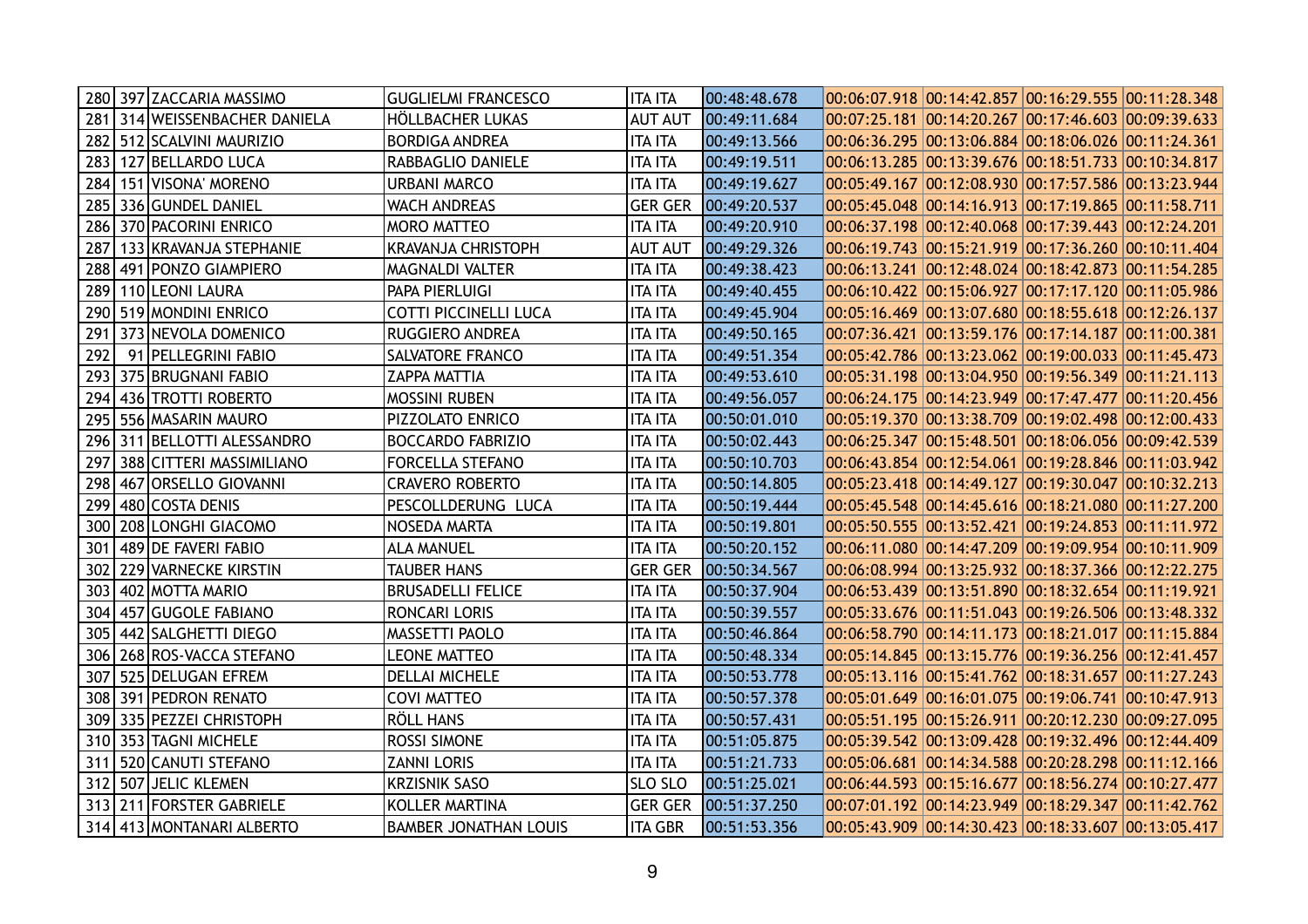| | | | | | | | | | |
|---|---|---|---|---|---|---|---|---|---|
| 280 | 397 | ZACCARIA MASSIMO | GUGLIELMI FRANCESCO | ITA ITA | 00:48:48.678 | 00:06:07.918 | 00:14:42.857 | 00:16:29.555 | 00:11:28.348 |
| 281 | 314 | WEISSENBACHER DANIELA | HÖLLBACHER LUKAS | AUT AUT | 00:49:11.684 | 00:07:25.181 | 00:14:20.267 | 00:17:46.603 | 00:09:39.633 |
| 282 | 512 | SCALVINI MAURIZIO | BORDIGA ANDREA | ITA ITA | 00:49:13.566 | 00:06:36.295 | 00:13:06.884 | 00:18:06.026 | 00:11:24.361 |
| 283 | 127 | BELLARDO LUCA | RABBAGLIO DANIELE | ITA ITA | 00:49:19.511 | 00:06:13.285 | 00:13:39.676 | 00:18:51.733 | 00:10:34.817 |
| 284 | 151 | VISONA' MORENO | URBANI MARCO | ITA ITA | 00:49:19.627 | 00:05:49.167 | 00:12:08.930 | 00:17:57.586 | 00:13:23.944 |
| 285 | 336 | GUNDEL DANIEL | WACH ANDREAS | GER GER | 00:49:20.537 | 00:05:45.048 | 00:14:16.913 | 00:17:19.865 | 00:11:58.711 |
| 286 | 370 | PACORINI ENRICO | MORO MATTEO | ITA ITA | 00:49:20.910 | 00:06:37.198 | 00:12:40.068 | 00:17:39.443 | 00:12:24.201 |
| 287 | 133 | KRAVANJA STEPHANIE | KRAVANJA CHRISTOPH | AUT AUT | 00:49:29.326 | 00:06:19.743 | 00:15:21.919 | 00:17:36.260 | 00:10:11.404 |
| 288 | 491 | PONZO GIAMPIERO | MAGNALDI VALTER | ITA ITA | 00:49:38.423 | 00:06:13.241 | 00:12:48.024 | 00:18:42.873 | 00:11:54.285 |
| 289 | 110 | LEONI LAURA | PAPA PIERLUIGI | ITA ITA | 00:49:40.455 | 00:06:10.422 | 00:15:06.927 | 00:17:17.120 | 00:11:05.986 |
| 290 | 519 | MONDINI ENRICO | COTTI PICCINELLI LUCA | ITA ITA | 00:49:45.904 | 00:05:16.469 | 00:13:07.680 | 00:18:55.618 | 00:12:26.137 |
| 291 | 373 | NEVOLA DOMENICO | RUGGIERO ANDREA | ITA ITA | 00:49:50.165 | 00:07:36.421 | 00:13:59.176 | 00:17:14.187 | 00:11:00.381 |
| 292 | 91 | PELLEGRINI FABIO | SALVATORE FRANCO | ITA ITA | 00:49:51.354 | 00:05:42.786 | 00:13:23.062 | 00:19:00.033 | 00:11:45.473 |
| 293 | 375 | BRUGNANI FABIO | ZAPPA MATTIA | ITA ITA | 00:49:53.610 | 00:05:31.198 | 00:13:04.950 | 00:19:56.349 | 00:11:21.113 |
| 294 | 436 | TROTTI ROBERTO | MOSSINI RUBEN | ITA ITA | 00:49:56.057 | 00:06:24.175 | 00:14:23.949 | 00:17:47.477 | 00:11:20.456 |
| 295 | 556 | MASARIN MAURO | PIZZOLATO ENRICO | ITA ITA | 00:50:01.010 | 00:05:19.370 | 00:13:38.709 | 00:19:02.498 | 00:12:00.433 |
| 296 | 311 | BELLOTTI ALESSANDRO | BOCCARDO FABRIZIO | ITA ITA | 00:50:02.443 | 00:06:25.347 | 00:15:48.501 | 00:18:06.056 | 00:09:42.539 |
| 297 | 388 | CITTERI MASSIMILIANO | FORCELLA STEFANO | ITA ITA | 00:50:10.703 | 00:06:43.854 | 00:12:54.061 | 00:19:28.846 | 00:11:03.942 |
| 298 | 467 | ORSELLO GIOVANNI | CRAVERO ROBERTO | ITA ITA | 00:50:14.805 | 00:05:23.418 | 00:14:49.127 | 00:19:30.047 | 00:10:32.213 |
| 299 | 480 | COSTA DENIS | PESCOLLDERUNG LUCA | ITA ITA | 00:50:19.444 | 00:05:45.548 | 00:14:45.616 | 00:18:21.080 | 00:11:27.200 |
| 300 | 208 | LONGHI GIACOMO | NOSEDA MARTA | ITA ITA | 00:50:19.801 | 00:05:50.555 | 00:13:52.421 | 00:19:24.853 | 00:11:11.972 |
| 301 | 489 | DE FAVERI FABIO | ALA MANUEL | ITA ITA | 00:50:20.152 | 00:06:11.080 | 00:14:47.209 | 00:19:09.954 | 00:10:11.909 |
| 302 | 229 | VARNECKE KIRSTIN | TAUBER HANS | GER GER | 00:50:34.567 | 00:06:08.994 | 00:13:25.932 | 00:18:37.366 | 00:12:22.275 |
| 303 | 402 | MOTTA MARIO | BRUSADELLI FELICE | ITA ITA | 00:50:37.904 | 00:06:53.439 | 00:13:51.890 | 00:18:32.654 | 00:11:19.921 |
| 304 | 457 | GUGOLE FABIANO | RONCARI LORIS | ITA ITA | 00:50:39.557 | 00:05:33.676 | 00:11:51.043 | 00:19:26.506 | 00:13:48.332 |
| 305 | 442 | SALGHETTI DIEGO | MASSETTI PAOLO | ITA ITA | 00:50:46.864 | 00:06:58.790 | 00:14:11.173 | 00:18:21.017 | 00:11:15.884 |
| 306 | 268 | ROS-VACCA STEFANO | LEONE MATTEO | ITA ITA | 00:50:48.334 | 00:05:14.845 | 00:13:15.776 | 00:19:36.256 | 00:12:41.457 |
| 307 | 525 | DELUGAN EFREM | DELLAI MICHELE | ITA ITA | 00:50:53.778 | 00:05:13.116 | 00:15:41.762 | 00:18:31.657 | 00:11:27.243 |
| 308 | 391 | PEDRON RENATO | COVI MATTEO | ITA ITA | 00:50:57.378 | 00:05:01.649 | 00:16:01.075 | 00:19:06.741 | 00:10:47.913 |
| 309 | 335 | PEZZEI CHRISTOPH | RÖLL HANS | ITA ITA | 00:50:57.431 | 00:05:51.195 | 00:15:26.911 | 00:20:12.230 | 00:09:27.095 |
| 310 | 353 | TAGNI MICHELE | ROSSI SIMONE | ITA ITA | 00:51:05.875 | 00:05:39.542 | 00:13:09.428 | 00:19:32.496 | 00:12:44.409 |
| 311 | 520 | CANUTI STEFANO | ZANNI LORIS | ITA ITA | 00:51:21.733 | 00:05:06.681 | 00:14:34.588 | 00:20:28.298 | 00:11:12.166 |
| 312 | 507 | JELIC KLEMEN | KRZISNIK SASO | SLO SLO | 00:51:25.021 | 00:06:44.593 | 00:15:16.677 | 00:18:56.274 | 00:10:27.477 |
| 313 | 211 | FORSTER GABRIELE | KOLLER MARTINA | GER GER | 00:51:37.250 | 00:07:01.192 | 00:14:23.949 | 00:18:29.347 | 00:11:42.762 |
| 314 | 413 | MONTANARI ALBERTO | BAMBER JONATHAN LOUIS | ITA GBR | 00:51:53.356 | 00:05:43.909 | 00:14:30.423 | 00:18:33.607 | 00:13:05.417 |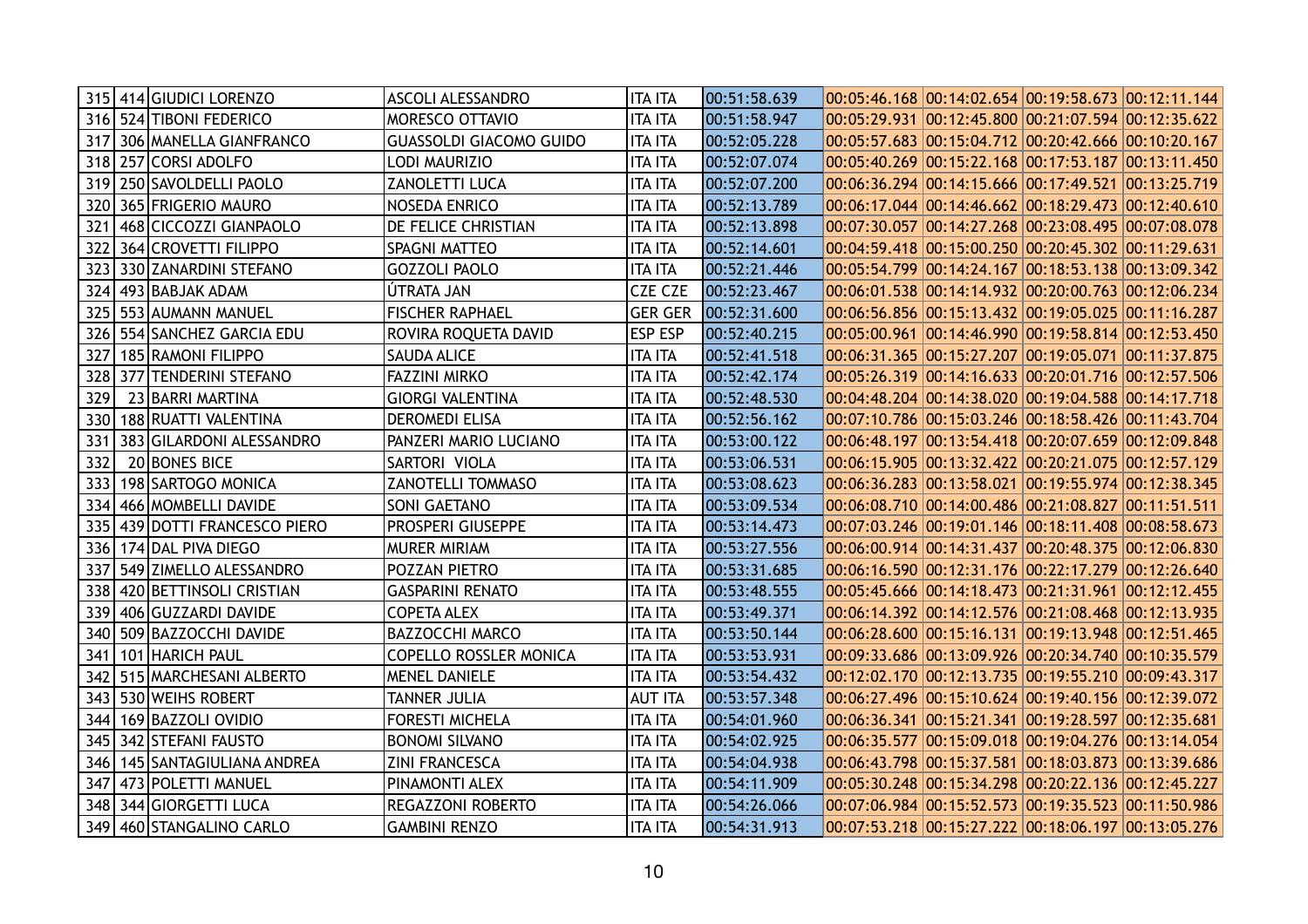| | | | | | | | | | |
|---|---|---|---|---|---|---|---|---|---|
| 315 | 414 | GIUDICI LORENZO | ASCOLI ALESSANDRO | ITA ITA | 00:51:58.639 | 00:05:46.168 | 00:14:02.654 | 00:19:58.673 | 00:12:11.144 |
| 316 | 524 | TIBONI FEDERICO | MORESCO OTTAVIO | ITA ITA | 00:51:58.947 | 00:05:29.931 | 00:12:45.800 | 00:21:07.594 | 00:12:35.622 |
| 317 | 306 | MANELLA GIANFRANCO | GUASSOLDI GIACOMO GUIDO | ITA ITA | 00:52:05.228 | 00:05:57.683 | 00:15:04.712 | 00:20:42.666 | 00:10:20.167 |
| 318 | 257 | CORSI ADOLFO | LODI MAURIZIO | ITA ITA | 00:52:07.074 | 00:05:40.269 | 00:15:22.168 | 00:17:53.187 | 00:13:11.450 |
| 319 | 250 | SAVOLDELLI PAOLO | ZANOLETTI LUCA | ITA ITA | 00:52:07.200 | 00:06:36.294 | 00:14:15.666 | 00:17:49.521 | 00:13:25.719 |
| 320 | 365 | FRIGERIO MAURO | NOSEDA ENRICO | ITA ITA | 00:52:13.789 | 00:06:17.044 | 00:14:46.662 | 00:18:29.473 | 00:12:40.610 |
| 321 | 468 | CICCOZZI GIANPAOLO | DE FELICE CHRISTIAN | ITA ITA | 00:52:13.898 | 00:07:30.057 | 00:14:27.268 | 00:23:08.495 | 00:07:08.078 |
| 322 | 364 | CROVETTI FILIPPO | SPAGNI MATTEO | ITA ITA | 00:52:14.601 | 00:04:59.418 | 00:15:00.250 | 00:20:45.302 | 00:11:29.631 |
| 323 | 330 | ZANARDINI STEFANO | GOZZOLI PAOLO | ITA ITA | 00:52:21.446 | 00:05:54.799 | 00:14:24.167 | 00:18:53.138 | 00:13:09.342 |
| 324 | 493 | BABJAK ADAM | ÚTRATA JAN | CZE CZE | 00:52:23.467 | 00:06:01.538 | 00:14:14.932 | 00:20:00.763 | 00:12:06.234 |
| 325 | 553 | AUMANN MANUEL | FISCHER RAPHAEL | GER GER | 00:52:31.600 | 00:06:56.856 | 00:15:13.432 | 00:19:05.025 | 00:11:16.287 |
| 326 | 554 | SANCHEZ GARCIA EDU | ROVIRA ROQUETA DAVID | ESP ESP | 00:52:40.215 | 00:05:00.961 | 00:14:46.990 | 00:19:58.814 | 00:12:53.450 |
| 327 | 185 | RAMONI FILIPPO | SAUDA ALICE | ITA ITA | 00:52:41.518 | 00:06:31.365 | 00:15:27.207 | 00:19:05.071 | 00:11:37.875 |
| 328 | 377 | TENDERINI STEFANO | FAZZINI MIRKO | ITA ITA | 00:52:42.174 | 00:05:26.319 | 00:14:16.633 | 00:20:01.716 | 00:12:57.506 |
| 329 | 23 | BARRI MARTINA | GIORGI VALENTINA | ITA ITA | 00:52:48.530 | 00:04:48.204 | 00:14:38.020 | 00:19:04.588 | 00:14:17.718 |
| 330 | 188 | RUATTI VALENTINA | DEROMEDI ELISA | ITA ITA | 00:52:56.162 | 00:07:10.786 | 00:15:03.246 | 00:18:58.426 | 00:11:43.704 |
| 331 | 383 | GILARDONI ALESSANDRO | PANZERI MARIO LUCIANO | ITA ITA | 00:53:00.122 | 00:06:48.197 | 00:13:54.418 | 00:20:07.659 | 00:12:09.848 |
| 332 | 20 | BONES BICE | SARTORI VIOLA | ITA ITA | 00:53:06.531 | 00:06:15.905 | 00:13:32.422 | 00:20:21.075 | 00:12:57.129 |
| 333 | 198 | SARTOGO MONICA | ZANOTELLI TOMMASO | ITA ITA | 00:53:08.623 | 00:06:36.283 | 00:13:58.021 | 00:19:55.974 | 00:12:38.345 |
| 334 | 466 | MOMBELLI DAVIDE | SONI GAETANO | ITA ITA | 00:53:09.534 | 00:06:08.710 | 00:14:00.486 | 00:21:08.827 | 00:11:51.511 |
| 335 | 439 | DOTTI FRANCESCO PIERO | PROSPERI GIUSEPPE | ITA ITA | 00:53:14.473 | 00:07:03.246 | 00:19:01.146 | 00:18:11.408 | 00:08:58.673 |
| 336 | 174 | DAL PIVA DIEGO | MURER MIRIAM | ITA ITA | 00:53:27.556 | 00:06:00.914 | 00:14:31.437 | 00:20:48.375 | 00:12:06.830 |
| 337 | 549 | ZIMELLO ALESSANDRO | POZZAN PIETRO | ITA ITA | 00:53:31.685 | 00:06:16.590 | 00:12:31.176 | 00:22:17.279 | 00:12:26.640 |
| 338 | 420 | BETTINSOLI CRISTIAN | GASPARINI RENATO | ITA ITA | 00:53:48.555 | 00:05:45.666 | 00:14:18.473 | 00:21:31.961 | 00:12:12.455 |
| 339 | 406 | GUZZARDI DAVIDE | COPETA ALEX | ITA ITA | 00:53:49.371 | 00:06:14.392 | 00:14:12.576 | 00:21:08.468 | 00:12:13.935 |
| 340 | 509 | BAZZOCCHI DAVIDE | BAZZOCCHI MARCO | ITA ITA | 00:53:50.144 | 00:06:28.600 | 00:15:16.131 | 00:19:13.948 | 00:12:51.465 |
| 341 | 101 | HARICH PAUL | COPELLO ROSSLER MONICA | ITA ITA | 00:53:53.931 | 00:09:33.686 | 00:13:09.926 | 00:20:34.740 | 00:10:35.579 |
| 342 | 515 | MARCHESANI ALBERTO | MENEL DANIELE | ITA ITA | 00:53:54.432 | 00:12:02.170 | 00:12:13.735 | 00:19:55.210 | 00:09:43.317 |
| 343 | 530 | WEIHS ROBERT | TANNER JULIA | AUT ITA | 00:53:57.348 | 00:06:27.496 | 00:15:10.624 | 00:19:40.156 | 00:12:39.072 |
| 344 | 169 | BAZZOLI OVIDIO | FORESTI MICHELA | ITA ITA | 00:54:01.960 | 00:06:36.341 | 00:15:21.341 | 00:19:28.597 | 00:12:35.681 |
| 345 | 342 | STEFANI FAUSTO | BONOMI SILVANO | ITA ITA | 00:54:02.925 | 00:06:35.577 | 00:15:09.018 | 00:19:04.276 | 00:13:14.054 |
| 346 | 145 | SANTAGIULIANA ANDREA | ZINI FRANCESCA | ITA ITA | 00:54:04.938 | 00:06:43.798 | 00:15:37.581 | 00:18:03.873 | 00:13:39.686 |
| 347 | 473 | POLETTI MANUEL | PINAMONTI ALEX | ITA ITA | 00:54:11.909 | 00:05:30.248 | 00:15:34.298 | 00:20:22.136 | 00:12:45.227 |
| 348 | 344 | GIORGETTI LUCA | REGAZZONI ROBERTO | ITA ITA | 00:54:26.066 | 00:07:06.984 | 00:15:52.573 | 00:19:35.523 | 00:11:50.986 |
| 349 | 460 | STANGALINO CARLO | GAMBINI RENZO | ITA ITA | 00:54:31.913 | 00:07:53.218 | 00:15:27.222 | 00:18:06.197 | 00:13:05.276 |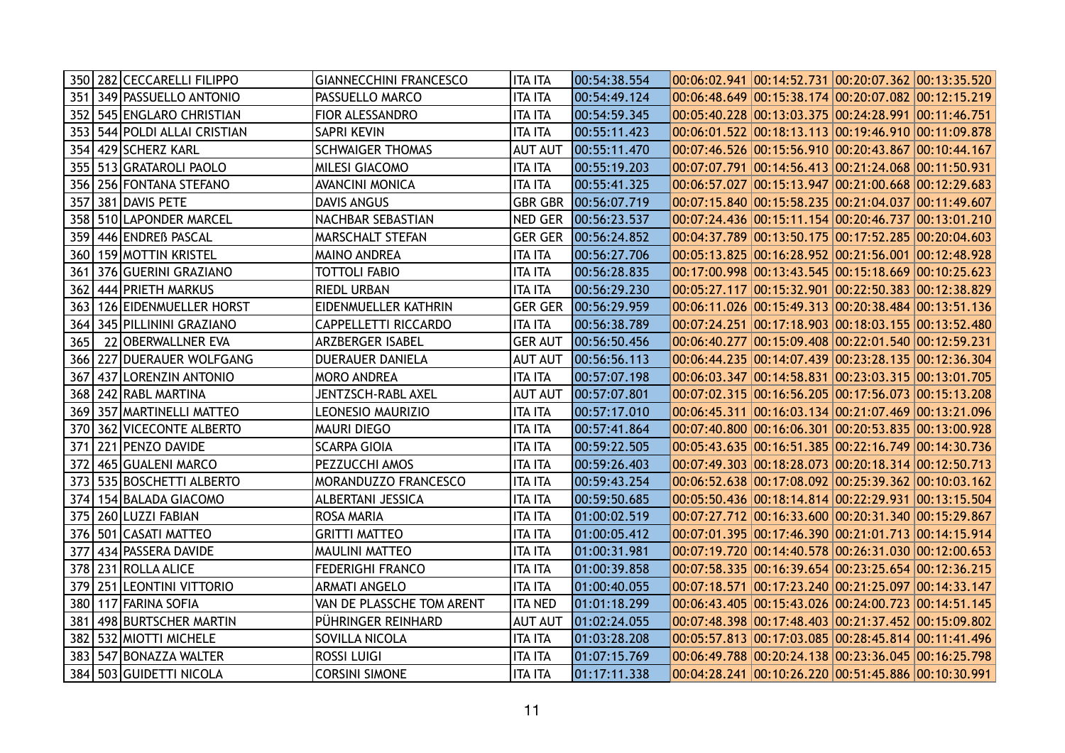| | | | | | | | | | |
|---|---|---|---|---|---|---|---|---|---|
| 350 | 282 | CECCARELLI FILIPPO | GIANNECCHINI FRANCESCO | ITA ITA | 00:54:38.554 | 00:06:02.941 | 00:14:52.731 | 00:20:07.362 | 00:13:35.520 |
| 351 | 349 | PASSUELLO ANTONIO | PASSUELLO MARCO | ITA ITA | 00:54:49.124 | 00:06:48.649 | 00:15:38.174 | 00:20:07.082 | 00:12:15.219 |
| 352 | 545 | ENGLARO CHRISTIAN | FIOR ALESSANDRO | ITA ITA | 00:54:59.345 | 00:05:40.228 | 00:13:03.375 | 00:24:28.991 | 00:11:46.751 |
| 353 | 544 | POLDI ALLAI CRISTIAN | SAPRI KEVIN | ITA ITA | 00:55:11.423 | 00:06:01.522 | 00:18:13.113 | 00:19:46.910 | 00:11:09.878 |
| 354 | 429 | SCHERZ KARL | SCHWAIGER THOMAS | AUT AUT | 00:55:11.470 | 00:07:46.526 | 00:15:56.910 | 00:20:43.867 | 00:10:44.167 |
| 355 | 513 | GRATAROLI PAOLO | MILESI GIACOMO | ITA ITA | 00:55:19.203 | 00:07:07.791 | 00:14:56.413 | 00:21:24.068 | 00:11:50.931 |
| 356 | 256 | FONTANA STEFANO | AVANCINI MONICA | ITA ITA | 00:55:41.325 | 00:06:57.027 | 00:15:13.947 | 00:21:00.668 | 00:12:29.683 |
| 357 | 381 | DAVIS PETE | DAVIS ANGUS | GBR GBR | 00:56:07.719 | 00:07:15.840 | 00:15:58.235 | 00:21:04.037 | 00:11:49.607 |
| 358 | 510 | LAPONDER MARCEL | NACHBAR SEBASTIAN | NED GER | 00:56:23.537 | 00:07:24.436 | 00:15:11.154 | 00:20:46.737 | 00:13:01.210 |
| 359 | 446 | ENDREß PASCAL | MARSCHALT STEFAN | GER GER | 00:56:24.852 | 00:04:37.789 | 00:13:50.175 | 00:17:52.285 | 00:20:04.603 |
| 360 | 159 | MOTTIN KRISTEL | MAINO ANDREA | ITA ITA | 00:56:27.706 | 00:05:13.825 | 00:16:28.952 | 00:21:56.001 | 00:12:48.928 |
| 361 | 376 | GUERINI GRAZIANO | TOTTOLI FABIO | ITA ITA | 00:56:28.835 | 00:17:00.998 | 00:13:43.545 | 00:15:18.669 | 00:10:25.623 |
| 362 | 444 | PRIETH MARKUS | RIEDL URBAN | ITA ITA | 00:56:29.230 | 00:05:27.117 | 00:15:32.901 | 00:22:50.383 | 00:12:38.829 |
| 363 | 126 | EIDENMUELLER HORST | EIDENMUELLER KATHRIN | GER GER | 00:56:29.959 | 00:06:11.026 | 00:15:49.313 | 00:20:38.484 | 00:13:51.136 |
| 364 | 345 | PILLININI GRAZIANO | CAPPELLETTI RICCARDO | ITA ITA | 00:56:38.789 | 00:07:24.251 | 00:17:18.903 | 00:18:03.155 | 00:13:52.480 |
| 365 | 22 | OBERWALLNER EVA | ARZBERGER ISABEL | GER AUT | 00:56:50.456 | 00:06:40.277 | 00:15:09.408 | 00:22:01.540 | 00:12:59.231 |
| 366 | 227 | DUERAUER WOLFGANG | DUERAUER DANIELA | AUT AUT | 00:56:56.113 | 00:06:44.235 | 00:14:07.439 | 00:23:28.135 | 00:12:36.304 |
| 367 | 437 | LORENZIN ANTONIO | MORO ANDREA | ITA ITA | 00:57:07.198 | 00:06:03.347 | 00:14:58.831 | 00:23:03.315 | 00:13:01.705 |
| 368 | 242 | RABL MARTINA | JENTZSCH-RABL AXEL | AUT AUT | 00:57:07.801 | 00:07:02.315 | 00:16:56.205 | 00:17:56.073 | 00:15:13.208 |
| 369 | 357 | MARTINELLI MATTEO | LEONESIO MAURIZIO | ITA ITA | 00:57:17.010 | 00:06:45.311 | 00:16:03.134 | 00:21:07.469 | 00:13:21.096 |
| 370 | 362 | VICECONTE ALBERTO | MAURI DIEGO | ITA ITA | 00:57:41.864 | 00:07:40.800 | 00:16:06.301 | 00:20:53.835 | 00:13:00.928 |
| 371 | 221 | PENZO DAVIDE | SCARPA GIOIA | ITA ITA | 00:59:22.505 | 00:05:43.635 | 00:16:51.385 | 00:22:16.749 | 00:14:30.736 |
| 372 | 465 | GUALENI MARCO | PEZZUCCHI AMOS | ITA ITA | 00:59:26.403 | 00:07:49.303 | 00:18:28.073 | 00:20:18.314 | 00:12:50.713 |
| 373 | 535 | BOSCHETTI ALBERTO | MORANDUZZO FRANCESCO | ITA ITA | 00:59:43.254 | 00:06:52.638 | 00:17:08.092 | 00:25:39.362 | 00:10:03.162 |
| 374 | 154 | BALADA GIACOMO | ALBERTANI JESSICA | ITA ITA | 00:59:50.685 | 00:05:50.436 | 00:18:14.814 | 00:22:29.931 | 00:13:15.504 |
| 375 | 260 | LUZZI FABIAN | ROSA MARIA | ITA ITA | 01:00:02.519 | 00:07:27.712 | 00:16:33.600 | 00:20:31.340 | 00:15:29.867 |
| 376 | 501 | CASATI MATTEO | GRITTI MATTEO | ITA ITA | 01:00:05.412 | 00:07:01.395 | 00:17:46.390 | 00:21:01.713 | 00:14:15.914 |
| 377 | 434 | PASSERA DAVIDE | MAULINI MATTEO | ITA ITA | 01:00:31.981 | 00:07:19.720 | 00:14:40.578 | 00:26:31.030 | 00:12:00.653 |
| 378 | 231 | ROLLA ALICE | FEDERIGHI FRANCO | ITA ITA | 01:00:39.858 | 00:07:58.335 | 00:16:39.654 | 00:23:25.654 | 00:12:36.215 |
| 379 | 251 | LEONTINI VITTORIO | ARMATI ANGELO | ITA ITA | 01:00:40.055 | 00:07:18.571 | 00:17:23.240 | 00:21:25.097 | 00:14:33.147 |
| 380 | 117 | FARINA SOFIA | VAN DE PLASSCHE TOM ARENT | ITA NED | 01:01:18.299 | 00:06:43.405 | 00:15:43.026 | 00:24:00.723 | 00:14:51.145 |
| 381 | 498 | BURTSCHER MARTIN | PÜHRINGER REINHARD | AUT AUT | 01:02:24.055 | 00:07:48.398 | 00:17:48.403 | 00:21:37.452 | 00:15:09.802 |
| 382 | 532 | MIOTTI MICHELE | SOVILLA NICOLA | ITA ITA | 01:03:28.208 | 00:05:57.813 | 00:17:03.085 | 00:28:45.814 | 00:11:41.496 |
| 383 | 547 | BONAZZA WALTER | ROSSI LUIGI | ITA ITA | 01:07:15.769 | 00:06:49.788 | 00:20:24.138 | 00:23:36.045 | 00:16:25.798 |
| 384 | 503 | GUIDETTI NICOLA | CORSINI SIMONE | ITA ITA | 01:17:11.338 | 00:04:28.241 | 00:10:26.220 | 00:51:45.886 | 00:10:30.991 |